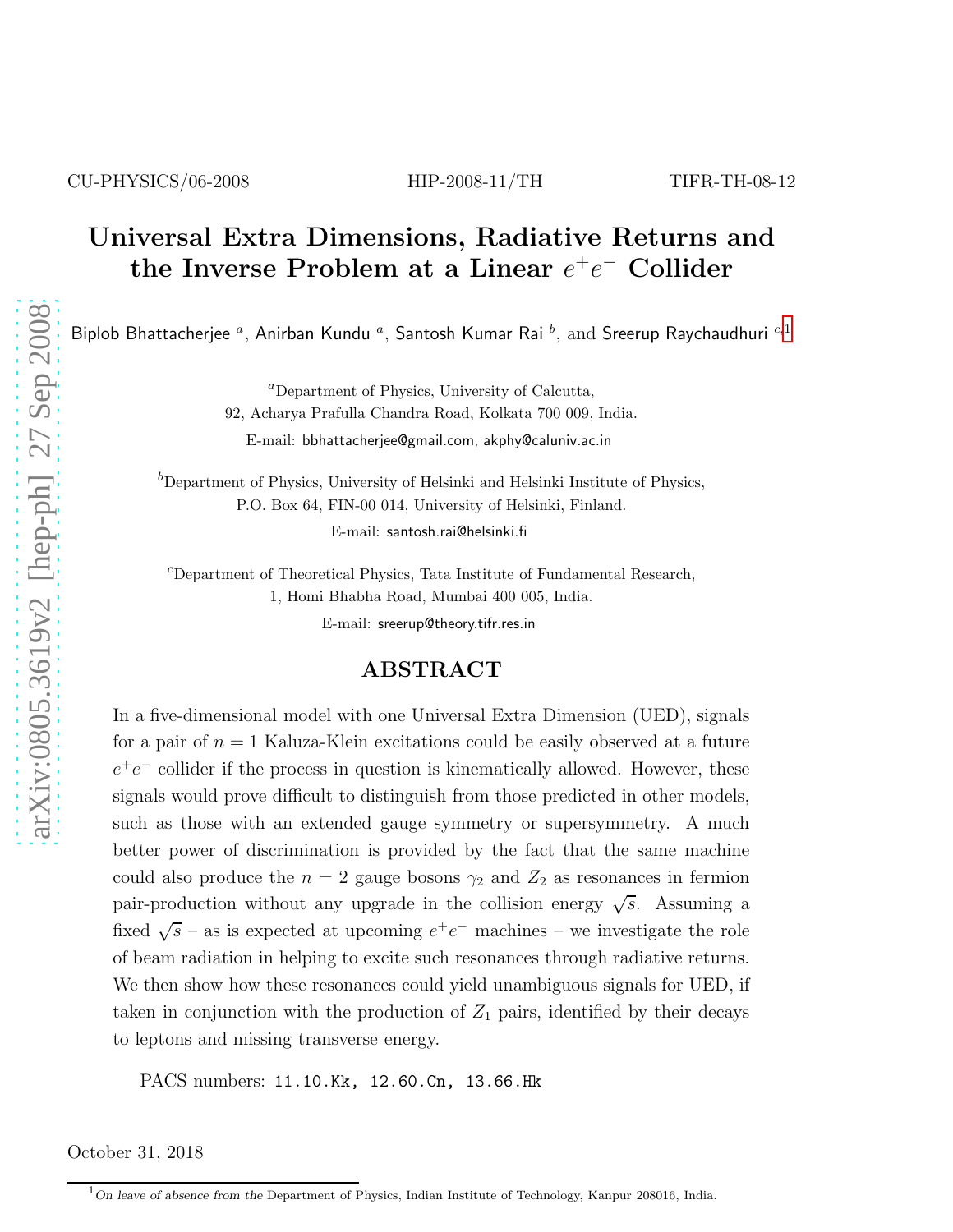CU-PHYSICS/06-2008 HIP-2008-11/TH TIFR-TH-08-12

# Universal Extra Dimensions, Radiative Returns and the Inverse Problem at a Linear $e^+e^-$ Collider

Biplob Bhattacherjee [a], Anirban Kundu [a], Santosh Kumar Rai [b], and Sreerup Raychaudhuri [c,1]

[a]Department of Physics, University of Calcutta,
92, Acharya Prafulla Chandra Road, Kolkata 700 009, India.
E-mail: bbhattacherjee@gmail.com, akphy@caluniv.ac.in

[b]Department of Physics, University of Helsinki and Helsinki Institute of Physics,
P.O. Box 64, FIN-00 014, University of Helsinki, Finland.
E-mail: santosh.rai@helsinki.fi

[c]Department of Theoretical Physics, Tata Institute of Fundamental Research,
1, Homi Bhabha Road, Mumbai 400 005, India.
E-mail: sreerup@theory.tifr.res.in

## ABSTRACT

In a five-dimensional model with one Universal Extra Dimension (UED), signals for a pair of $n = 1$ Kaluza-Klein excitations could be easily observed at a future $e^+e^-$ collider if the process in question is kinematically allowed. However, these signals would prove difficult to distinguish from those predicted in other models, such as those with an extended gauge symmetry or supersymmetry. A much better power of discrimination is provided by the fact that the same machine could also produce the $n = 2$ gauge bosons $\gamma_2$ and $Z_2$ as resonances in fermion pair-production without any upgrade in the collision energy $\sqrt{s}$. Assuming a fixed $\sqrt{s}$ – as is expected at upcoming $e^+e^-$ machines – we investigate the role of beam radiation in helping to excite such resonances through radiative returns. We then show how these resonances could yield unambiguous signals for UED, if taken in conjunction with the production of $Z_1$ pairs, identified by their decays to leptons and missing transverse energy.

PACS numbers: 11.10.Kk, 12.60.Cn, 13.66.Hk

October 31, 2018

[1] *On leave of absence from the* Department of Physics, Indian Institute of Technology, Kanpur 208016, India.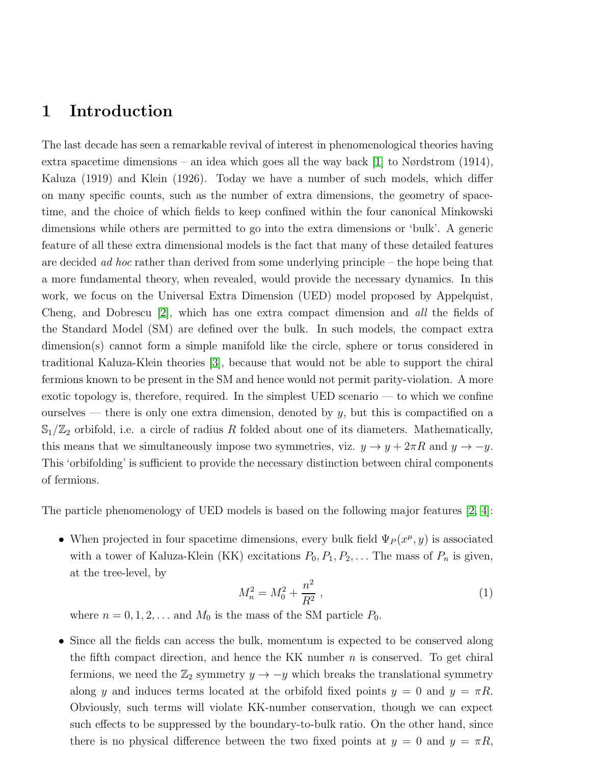# 1 Introduction

The last decade has seen a remarkable revival of interest in phenomenological theories having extra spacetime dimensions – an idea which goes all the way back [1] to Nørdstrom (1914), Kaluza (1919) and Klein (1926). Today we have a number of such models, which differ on many specific counts, such as the number of extra dimensions, the geometry of spacetime, and the choice of which fields to keep confined within the four canonical Minkowski dimensions while others are permitted to go into the extra dimensions or 'bulk'. A generic feature of all these extra dimensional models is the fact that many of these detailed features are decided *ad hoc* rather than derived from some underlying principle – the hope being that a more fundamental theory, when revealed, would provide the necessary dynamics. In this work, we focus on the Universal Extra Dimension (UED) model proposed by Appelquist, Cheng, and Dobrescu [2], which has one extra compact dimension and *all* the fields of the Standard Model (SM) are defined over the bulk. In such models, the compact extra dimension(s) cannot form a simple manifold like the circle, sphere or torus considered in traditional Kaluza-Klein theories [3], because that would not be able to support the chiral fermions known to be present in the SM and hence would not permit parity-violation. A more exotic topology is, therefore, required. In the simplest UED scenario — to which we confine ourselves — there is only one extra dimension, denoted by $y$, but this is compactified on a $\mathbb{S}_1/\mathbb{Z}_2$ orbifold, i.e. a circle of radius $R$ folded about one of its diameters. Mathematically, this means that we simultaneously impose two symmetries, viz. $y \to y + 2\pi R$ and $y \to -y$. This 'orbifolding' is sufficient to provide the necessary distinction between chiral components of fermions.

The particle phenomenology of UED models is based on the following major features [2, 4]:

- When projected in four spacetime dimensions, every bulk field $\Psi_P(x^\mu, y)$ is associated with a tower of Kaluza-Klein (KK) excitations $P_0, P_1, P_2, \ldots$ The mass of $P_n$ is given, at the tree-level, by
$$M_n^2 = M_0^2 + \frac{n^2}{R^2} \,, \tag{1}$$
where $n = 0, 1, 2, \ldots$ and $M_0$ is the mass of the SM particle $P_0$.

- Since all the fields can access the bulk, momentum is expected to be conserved along the fifth compact direction, and hence the KK number $n$ is conserved. To get chiral fermions, we need the $\mathbb{Z}_2$ symmetry $y \to -y$ which breaks the translational symmetry along $y$ and induces terms located at the orbifold fixed points $y = 0$ and $y = \pi R$. Obviously, such terms will violate KK-number conservation, though we can expect such effects to be suppressed by the boundary-to-bulk ratio. On the other hand, since there is no physical difference between the two fixed points at $y = 0$ and $y = \pi R$,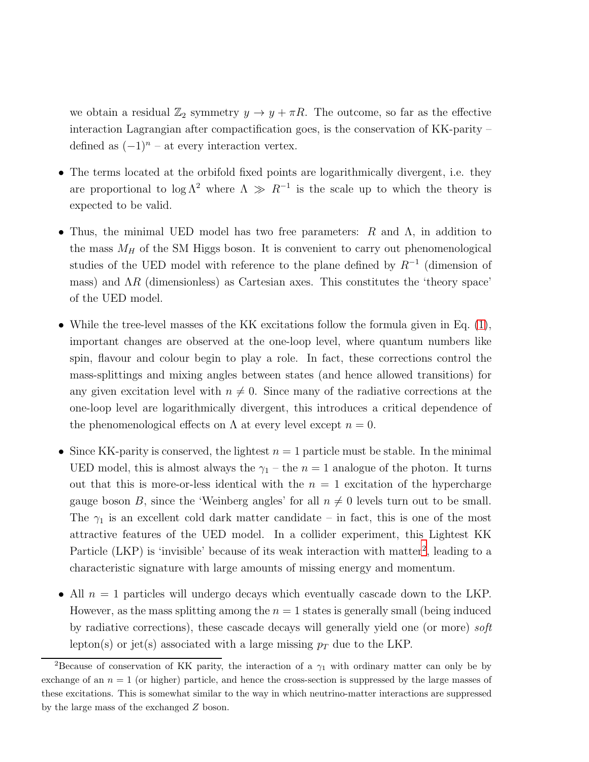we obtain a residual $\mathbb{Z}_2$ symmetry $y \to y + \pi R$. The outcome, so far as the effective interaction Lagrangian after compactification goes, is the conservation of KK-parity – defined as $(-1)^n$ – at every interaction vertex.

- The terms located at the orbifold fixed points are logarithmically divergent, i.e. they are proportional to $\log \Lambda^2$ where $\Lambda \gg R^{-1}$ is the scale up to which the theory is expected to be valid.

- Thus, the minimal UED model has two free parameters: $R$ and $\Lambda$, in addition to the mass $M_H$ of the SM Higgs boson. It is convenient to carry out phenomenological studies of the UED model with reference to the plane defined by $R^{-1}$ (dimension of mass) and $\Lambda R$ (dimensionless) as Cartesian axes. This constitutes the 'theory space' of the UED model.

- While the tree-level masses of the KK excitations follow the formula given in Eq. (1), important changes are observed at the one-loop level, where quantum numbers like spin, flavour and colour begin to play a role. In fact, these corrections control the mass-splittings and mixing angles between states (and hence allowed transitions) for any given excitation level with $n \neq 0$. Since many of the radiative corrections at the one-loop level are logarithmically divergent, this introduces a critical dependence of the phenomenological effects on $\Lambda$ at every level except $n = 0$.

- Since KK-parity is conserved, the lightest $n = 1$ particle must be stable. In the minimal UED model, this is almost always the $\gamma_1$ – the $n = 1$ analogue of the photon. It turns out that this is more-or-less identical with the $n = 1$ excitation of the hypercharge gauge boson $B$, since the 'Weinberg angles' for all $n \neq 0$ levels turn out to be small. The $\gamma_1$ is an excellent cold dark matter candidate – in fact, this is one of the most attractive features of the UED model. In a collider experiment, this Lightest KK Particle (LKP) is 'invisible' because of its weak interaction with matter[2], leading to a characteristic signature with large amounts of missing energy and momentum.

- All $n = 1$ particles will undergo decays which eventually cascade down to the LKP. However, as the mass splitting among the $n = 1$ states is generally small (being induced by radiative corrections), these cascade decays will generally yield one (or more) *soft* lepton(s) or jet(s) associated with a large missing $p_T$ due to the LKP.

---

[2]Because of conservation of KK parity, the interaction of a $\gamma_1$ with ordinary matter can only be by exchange of an $n = 1$ (or higher) particle, and hence the cross-section is suppressed by the large masses of these excitations. This is somewhat similar to the way in which neutrino-matter interactions are suppressed by the large mass of the exchanged $Z$ boson.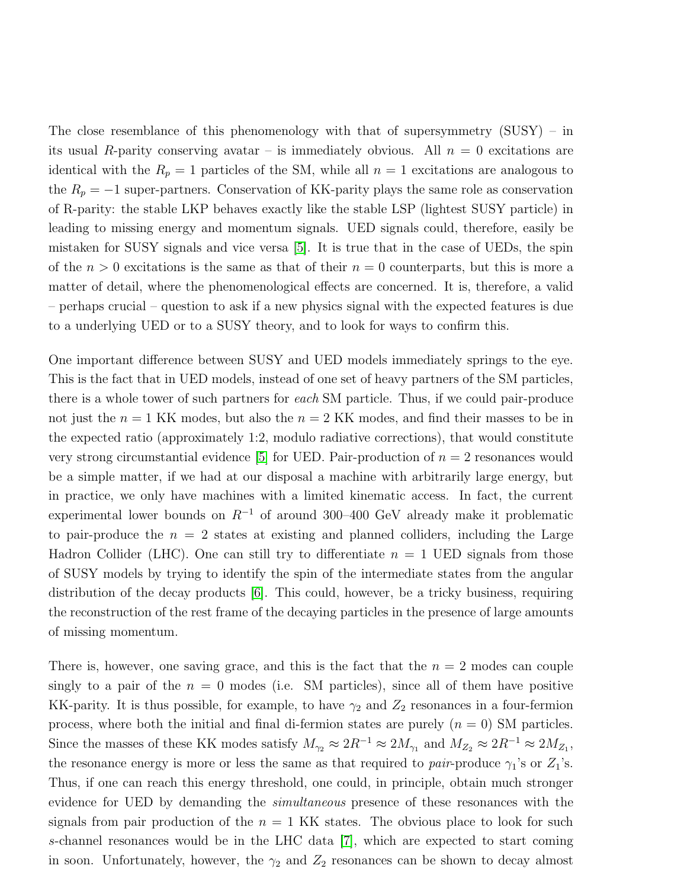The close resemblance of this phenomenology with that of supersymmetry (SUSY) – in its usual $R$-parity conserving avatar – is immediately obvious. All $n = 0$ excitations are identical with the $R_p = 1$ particles of the SM, while all $n = 1$ excitations are analogous to the $R_p = -1$ super-partners. Conservation of KK-parity plays the same role as conservation of R-parity: the stable LKP behaves exactly like the stable LSP (lightest SUSY particle) in leading to missing energy and momentum signals. UED signals could, therefore, easily be mistaken for SUSY signals and vice versa [5]. It is true that in the case of UEDs, the spin of the $n > 0$ excitations is the same as that of their $n = 0$ counterparts, but this is more a matter of detail, where the phenomenological effects are concerned. It is, therefore, a valid – perhaps crucial – question to ask if a new physics signal with the expected features is due to a underlying UED or to a SUSY theory, and to look for ways to confirm this.

One important difference between SUSY and UED models immediately springs to the eye. This is the fact that in UED models, instead of one set of heavy partners of the SM particles, there is a whole tower of such partners for *each* SM particle. Thus, if we could pair-produce not just the $n = 1$ KK modes, but also the $n = 2$ KK modes, and find their masses to be in the expected ratio (approximately 1:2, modulo radiative corrections), that would constitute very strong circumstantial evidence [5] for UED. Pair-production of $n = 2$ resonances would be a simple matter, if we had at our disposal a machine with arbitrarily large energy, but in practice, we only have machines with a limited kinematic access. In fact, the current experimental lower bounds on $R^{-1}$ of around 300–400 GeV already make it problematic to pair-produce the $n = 2$ states at existing and planned colliders, including the Large Hadron Collider (LHC). One can still try to differentiate $n = 1$ UED signals from those of SUSY models by trying to identify the spin of the intermediate states from the angular distribution of the decay products [6]. This could, however, be a tricky business, requiring the reconstruction of the rest frame of the decaying particles in the presence of large amounts of missing momentum.

There is, however, one saving grace, and this is the fact that the $n = 2$ modes can couple singly to a pair of the $n = 0$ modes (i.e. SM particles), since all of them have positive KK-parity. It is thus possible, for example, to have $\gamma_2$ and $Z_2$ resonances in a four-fermion process, where both the initial and final di-fermion states are purely ($n = 0$) SM particles. Since the masses of these KK modes satisfy $M_{\gamma_2} \approx 2R^{-1} \approx 2M_{\gamma_1}$ and $M_{Z_2} \approx 2R^{-1} \approx 2M_{Z_1}$, the resonance energy is more or less the same as that required to *pair*-produce $\gamma_1$'s or $Z_1$'s. Thus, if one can reach this energy threshold, one could, in principle, obtain much stronger evidence for UED by demanding the *simultaneous* presence of these resonances with the signals from pair production of the $n = 1$ KK states. The obvious place to look for such $s$-channel resonances would be in the LHC data [7], which are expected to start coming in soon. Unfortunately, however, the $\gamma_2$ and $Z_2$ resonances can be shown to decay almost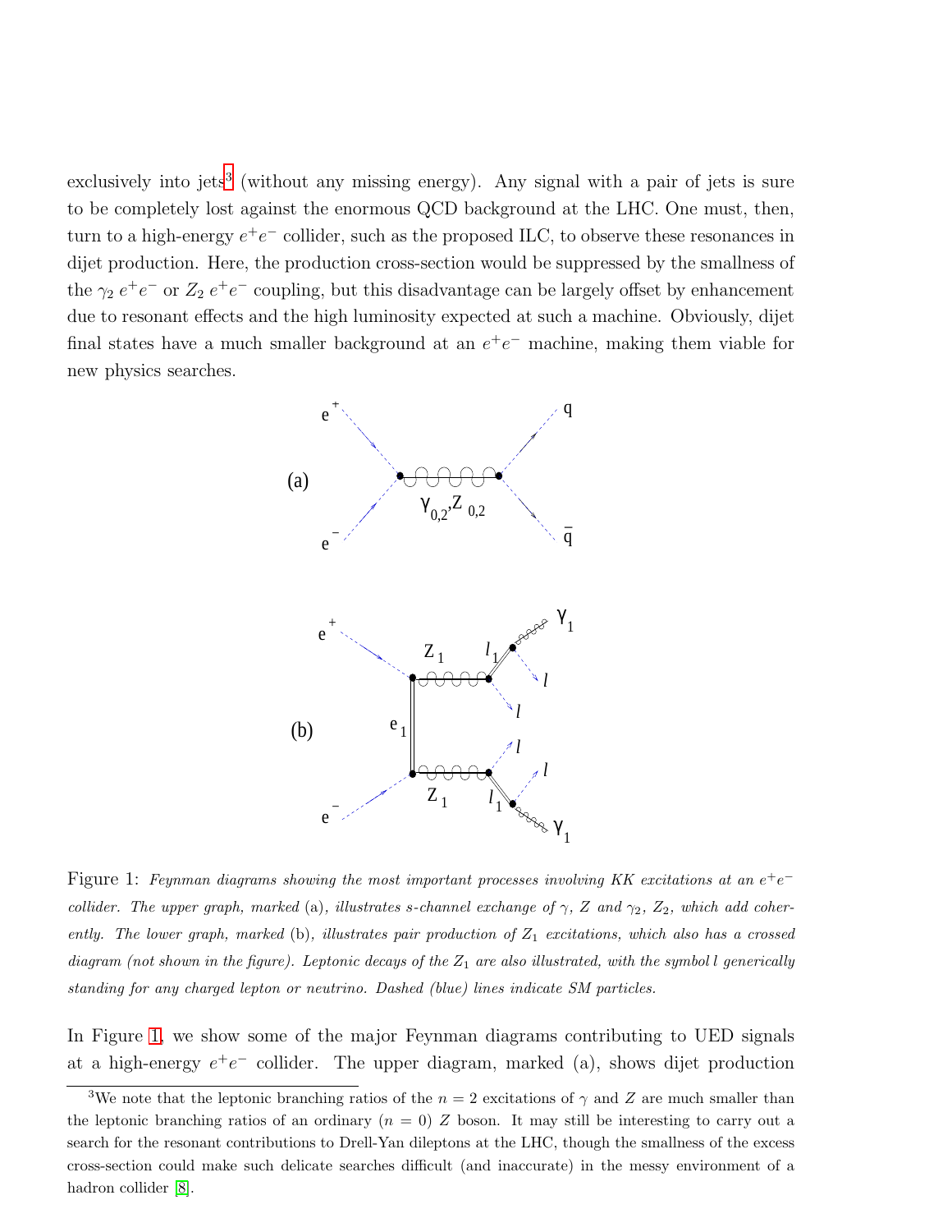exclusively into jets[3] (without any missing energy). Any signal with a pair of jets is sure to be completely lost against the enormous QCD background at the LHC. One must, then, turn to a high-energy $e^+e^-$ collider, such as the proposed ILC, to observe these resonances in dijet production. Here, the production cross-section would be suppressed by the smallness of the $\gamma_2\ e^+e^-$ or $Z_2\ e^+e^-$ coupling, but this disadvantage can be largely offset by enhancement due to resonant effects and the high luminosity expected at such a machine. Obviously, dijet final states have a much smaller background at an $e^+e^-$ machine, making them viable for new physics searches.

Figure 1: *Feynman diagrams showing the most important processes involving KK excitations at an $e^+e^-$ collider. The upper graph, marked* (a)*, illustrates s-channel exchange of $\gamma$, $Z$ and $\gamma_2$, $Z_2$, which add coherently. The lower graph, marked* (b)*, illustrates pair production of $Z_1$ excitations, which also has a crossed diagram (not shown in the figure). Leptonic decays of the $Z_1$ are also illustrated, with the symbol $l$ generically standing for any charged lepton or neutrino. Dashed (blue) lines indicate SM particles.*

In Figure 1, we show some of the major Feynman diagrams contributing to UED signals at a high-energy $e^+e^-$ collider. The upper diagram, marked (a), shows dijet production

[3] We note that the leptonic branching ratios of the $n = 2$ excitations of $\gamma$ and $Z$ are much smaller than the leptonic branching ratios of an ordinary ($n = 0$) $Z$ boson. It may still be interesting to carry out a search for the resonant contributions to Drell-Yan dileptons at the LHC, though the smallness of the excess cross-section could make such delicate searches difficult (and inaccurate) in the messy environment of a hadron collider [8].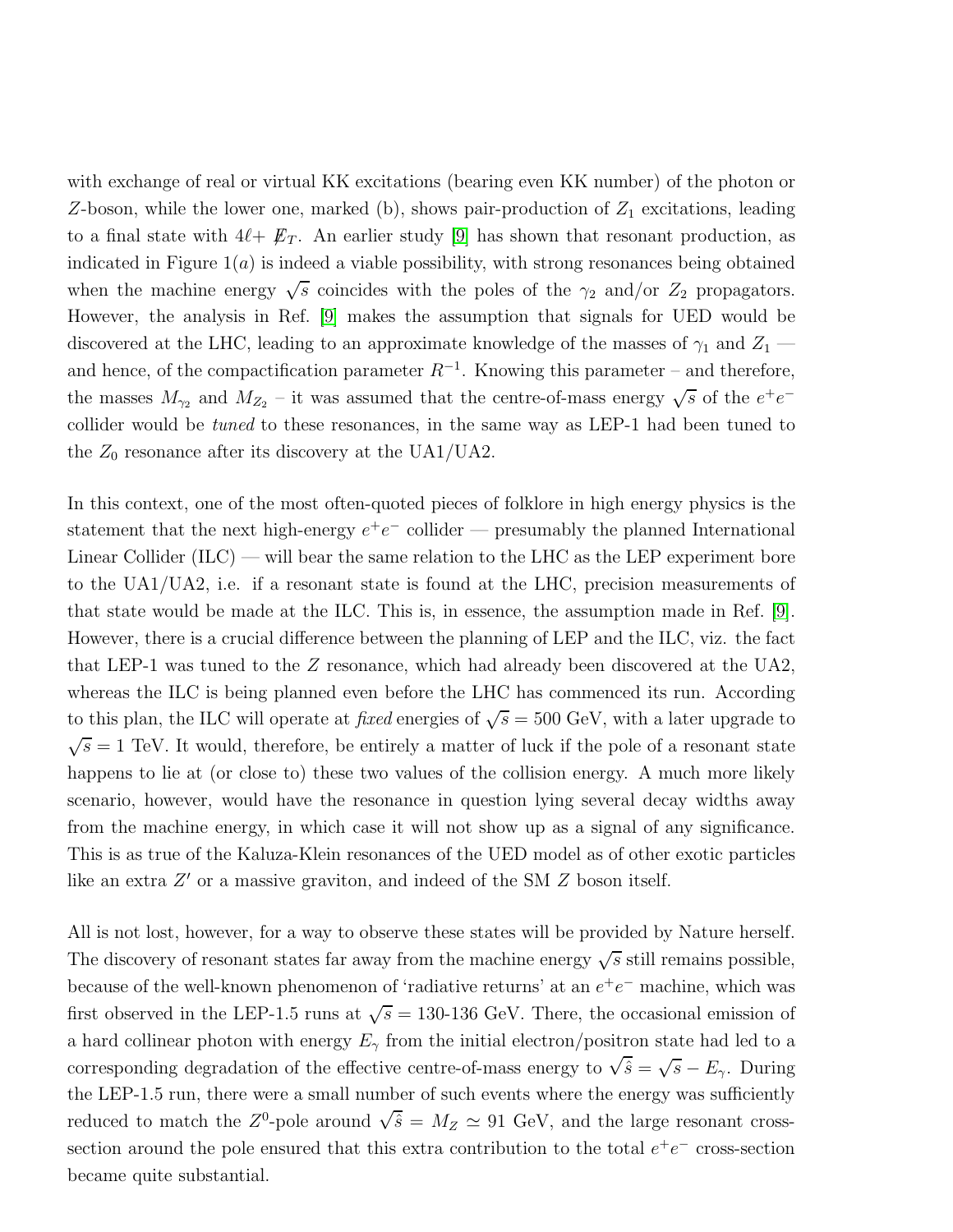with exchange of real or virtual KK excitations (bearing even KK number) of the photon or $Z$-boson, while the lower one, marked (b), shows pair-production of $Z_1$ excitations, leading to a final state with $4\ell + \not{E}_T$. An earlier study [9] has shown that resonant production, as indicated in Figure 1($a$) is indeed a viable possibility, with strong resonances being obtained when the machine energy $\sqrt{s}$ coincides with the poles of the $\gamma_2$ and/or $Z_2$ propagators. However, the analysis in Ref. [9] makes the assumption that signals for UED would be discovered at the LHC, leading to an approximate knowledge of the masses of $\gamma_1$ and $Z_1$ — and hence, of the compactification parameter $R^{-1}$. Knowing this parameter – and therefore, the masses $M_{\gamma_2}$ and $M_{Z_2}$ – it was assumed that the centre-of-mass energy $\sqrt{s}$ of the $e^+e^-$ collider would be *tuned* to these resonances, in the same way as LEP-1 had been tuned to the $Z_0$ resonance after its discovery at the UA1/UA2.

In this context, one of the most often-quoted pieces of folklore in high energy physics is the statement that the next high-energy $e^+e^-$ collider — presumably the planned International Linear Collider (ILC) — will bear the same relation to the LHC as the LEP experiment bore to the UA1/UA2, i.e. if a resonant state is found at the LHC, precision measurements of that state would be made at the ILC. This is, in essence, the assumption made in Ref. [9]. However, there is a crucial difference between the planning of LEP and the ILC, viz. the fact that LEP-1 was tuned to the $Z$ resonance, which had already been discovered at the UA2, whereas the ILC is being planned even before the LHC has commenced its run. According to this plan, the ILC will operate at *fixed* energies of $\sqrt{s} = 500$ GeV, with a later upgrade to $\sqrt{s} = 1$ TeV. It would, therefore, be entirely a matter of luck if the pole of a resonant state happens to lie at (or close to) these two values of the collision energy. A much more likely scenario, however, would have the resonance in question lying several decay widths away from the machine energy, in which case it will not show up as a signal of any significance. This is as true of the Kaluza-Klein resonances of the UED model as of other exotic particles like an extra $Z'$ or a massive graviton, and indeed of the SM $Z$ boson itself.

All is not lost, however, for a way to observe these states will be provided by Nature herself. The discovery of resonant states far away from the machine energy $\sqrt{s}$ still remains possible, because of the well-known phenomenon of 'radiative returns' at an $e^+e^-$ machine, which was first observed in the LEP-1.5 runs at $\sqrt{s} = 130$-$136$ GeV. There, the occasional emission of a hard collinear photon with energy $E_\gamma$ from the initial electron/positron state had led to a corresponding degradation of the effective centre-of-mass energy to $\sqrt{\hat{s}} = \sqrt{s} - E_\gamma$. During the LEP-1.5 run, there were a small number of such events where the energy was sufficiently reduced to match the $Z^0$-pole around $\sqrt{\hat{s}} = M_Z \simeq 91$ GeV, and the large resonant cross-section around the pole ensured that this extra contribution to the total $e^+e^-$ cross-section became quite substantial.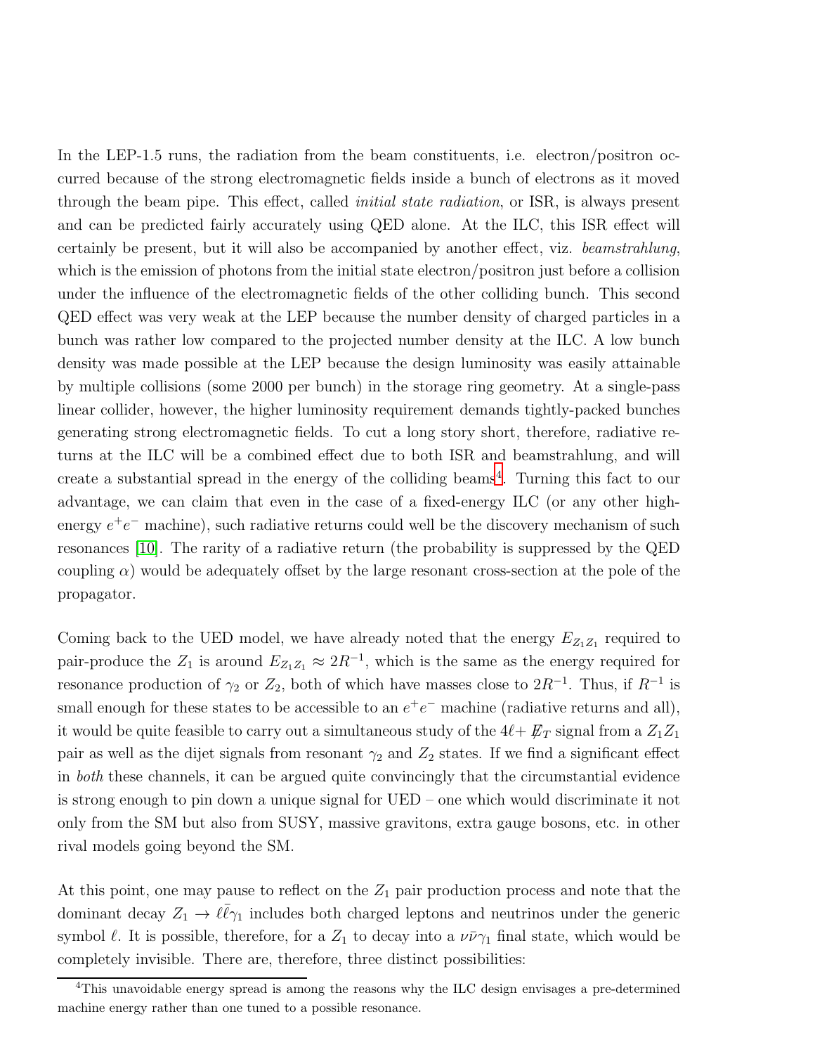In the LEP-1.5 runs, the radiation from the beam constituents, i.e. electron/positron occurred because of the strong electromagnetic fields inside a bunch of electrons as it moved through the beam pipe. This effect, called *initial state radiation*, or ISR, is always present and can be predicted fairly accurately using QED alone. At the ILC, this ISR effect will certainly be present, but it will also be accompanied by another effect, viz. *beamstrahlung*, which is the emission of photons from the initial state electron/positron just before a collision under the influence of the electromagnetic fields of the other colliding bunch. This second QED effect was very weak at the LEP because the number density of charged particles in a bunch was rather low compared to the projected number density at the ILC. A low bunch density was made possible at the LEP because the design luminosity was easily attainable by multiple collisions (some 2000 per bunch) in the storage ring geometry. At a single-pass linear collider, however, the higher luminosity requirement demands tightly-packed bunches generating strong electromagnetic fields. To cut a long story short, therefore, radiative returns at the ILC will be a combined effect due to both ISR and beamstrahlung, and will create a substantial spread in the energy of the colliding beams[4]. Turning this fact to our advantage, we can claim that even in the case of a fixed-energy ILC (or any other high-energy $e^+e^-$ machine), such radiative returns could well be the discovery mechanism of such resonances [10]. The rarity of a radiative return (the probability is suppressed by the QED coupling $\alpha$) would be adequately offset by the large resonant cross-section at the pole of the propagator.

Coming back to the UED model, we have already noted that the energy $E_{Z_1Z_1}$ required to pair-produce the $Z_1$ is around $E_{Z_1Z_1} \approx 2R^{-1}$, which is the same as the energy required for resonance production of $\gamma_2$ or $Z_2$, both of which have masses close to $2R^{-1}$. Thus, if $R^{-1}$ is small enough for these states to be accessible to an $e^+e^-$ machine (radiative returns and all), it would be quite feasible to carry out a simultaneous study of the $4\ell + \not{E}_T$ signal from a $Z_1Z_1$ pair as well as the dijet signals from resonant $\gamma_2$ and $Z_2$ states. If we find a significant effect in *both* these channels, it can be argued quite convincingly that the circumstantial evidence is strong enough to pin down a unique signal for UED – one which would discriminate it not only from the SM but also from SUSY, massive gravitons, extra gauge bosons, etc. in other rival models going beyond the SM.

At this point, one may pause to reflect on the $Z_1$ pair production process and note that the dominant decay $Z_1 \to \ell\bar{\ell}\gamma_1$ includes both charged leptons and neutrinos under the generic symbol $\ell$. It is possible, therefore, for a $Z_1$ to decay into a $\nu\bar{\nu}\gamma_1$ final state, which would be completely invisible. There are, therefore, three distinct possibilities:

---

[4] This unavoidable energy spread is among the reasons why the ILC design envisages a pre-determined machine energy rather than one tuned to a possible resonance.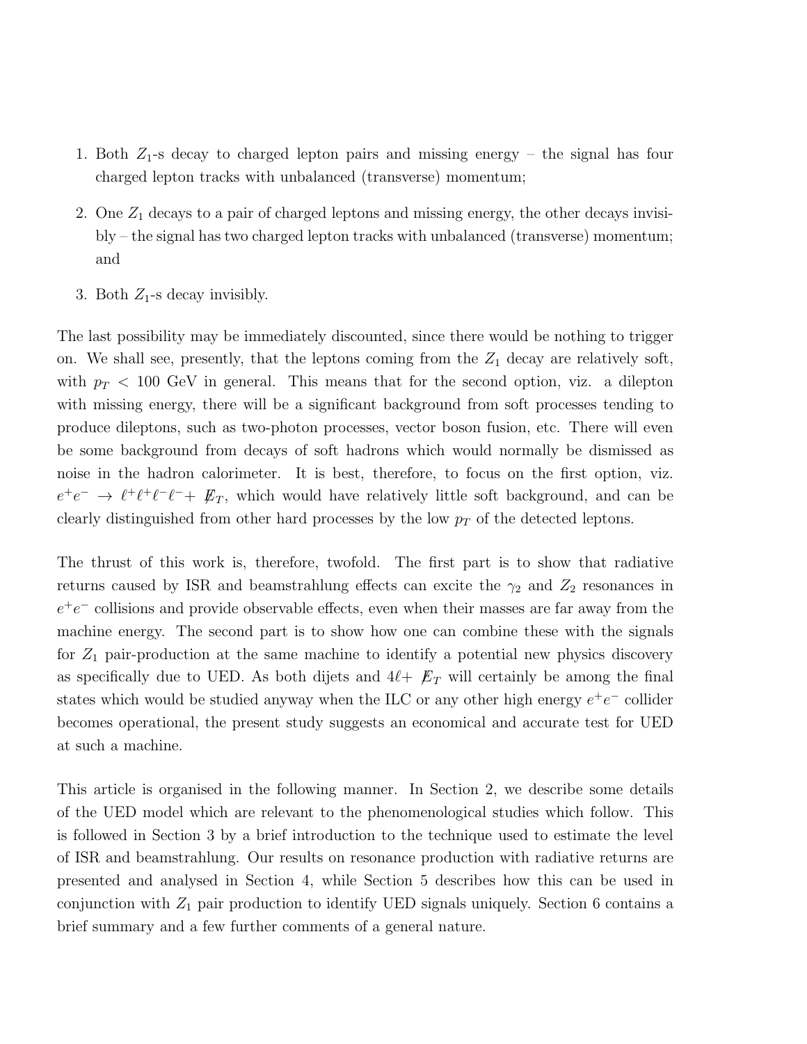1. Both $Z_1$-s decay to charged lepton pairs and missing energy – the signal has four charged lepton tracks with unbalanced (transverse) momentum;

2. One $Z_1$ decays to a pair of charged leptons and missing energy, the other decays invisibly – the signal has two charged lepton tracks with unbalanced (transverse) momentum; and

3. Both $Z_1$-s decay invisibly.

The last possibility may be immediately discounted, since there would be nothing to trigger on. We shall see, presently, that the leptons coming from the $Z_1$ decay are relatively soft, with $p_T < 100$ GeV in general. This means that for the second option, viz. a dilepton with missing energy, there will be a significant background from soft processes tending to produce dileptons, such as two-photon processes, vector boson fusion, etc. There will even be some background from decays of soft hadrons which would normally be dismissed as noise in the hadron calorimeter. It is best, therefore, to focus on the first option, viz. $e^+e^- \to \ell^+\ell^+\ell^-\ell^- + \not{E}_T$, which would have relatively little soft background, and can be clearly distinguished from other hard processes by the low $p_T$ of the detected leptons.

The thrust of this work is, therefore, twofold. The first part is to show that radiative returns caused by ISR and beamstrahlung effects can excite the $\gamma_2$ and $Z_2$ resonances in $e^+e^-$ collisions and provide observable effects, even when their masses are far away from the machine energy. The second part is to show how one can combine these with the signals for $Z_1$ pair-production at the same machine to identify a potential new physics discovery as specifically due to UED. As both dijets and $4\ell + \not{E}_T$ will certainly be among the final states which would be studied anyway when the ILC or any other high energy $e^+e^-$ collider becomes operational, the present study suggests an economical and accurate test for UED at such a machine.

This article is organised in the following manner. In Section 2, we describe some details of the UED model which are relevant to the phenomenological studies which follow. This is followed in Section 3 by a brief introduction to the technique used to estimate the level of ISR and beamstrahlung. Our results on resonance production with radiative returns are presented and analysed in Section 4, while Section 5 describes how this can be used in conjunction with $Z_1$ pair production to identify UED signals uniquely. Section 6 contains a brief summary and a few further comments of a general nature.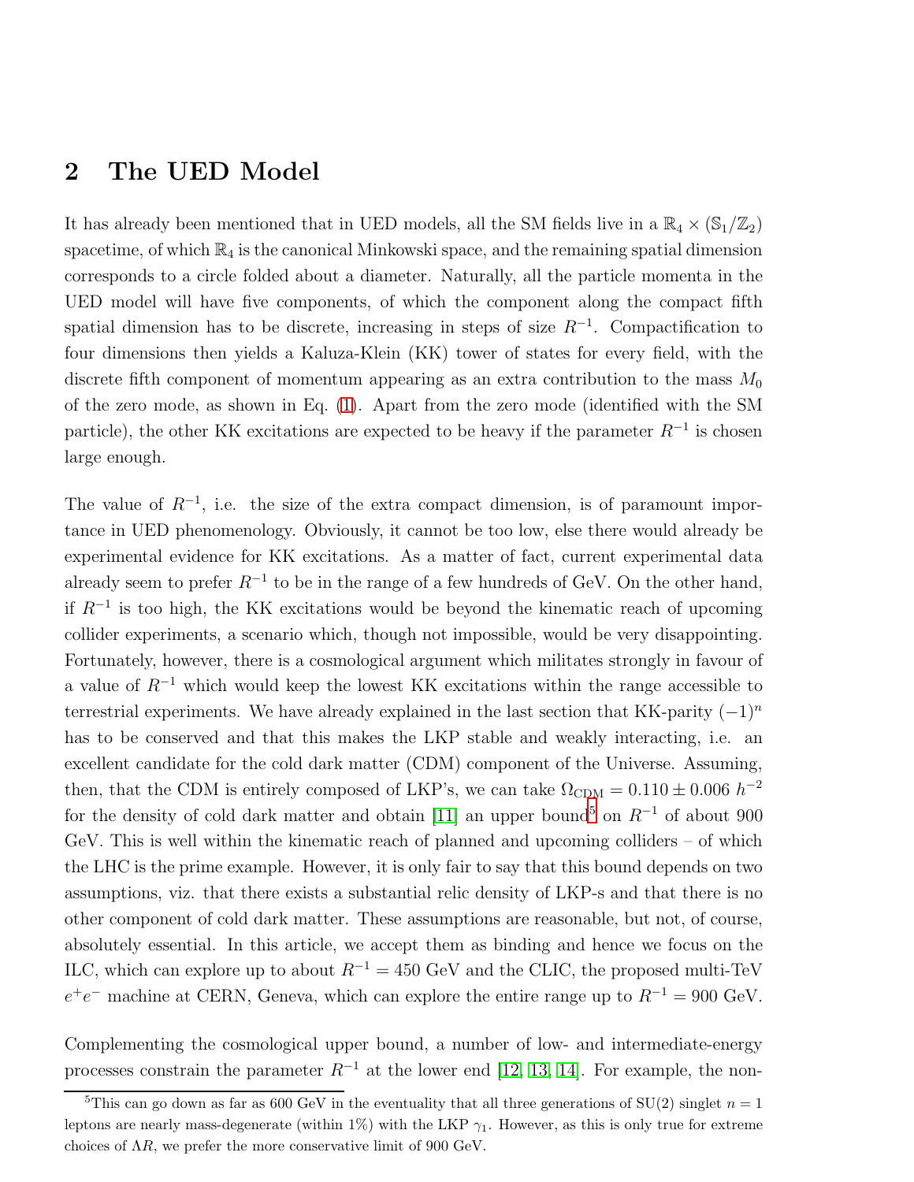## 2 The UED Model

It has already been mentioned that in UED models, all the SM fields live in a $\mathbb{R}_4 \times (\mathbb{S}_1/\mathbb{Z}_2)$ spacetime, of which $\mathbb{R}_4$ is the canonical Minkowski space, and the remaining spatial dimension corresponds to a circle folded about a diameter. Naturally, all the particle momenta in the UED model will have five components, of which the component along the compact fifth spatial dimension has to be discrete, increasing in steps of size $R^{-1}$. Compactification to four dimensions then yields a Kaluza-Klein (KK) tower of states for every field, with the discrete fifth component of momentum appearing as an extra contribution to the mass $M_0$ of the zero mode, as shown in Eq. (1). Apart from the zero mode (identified with the SM particle), the other KK excitations are expected to be heavy if the parameter $R^{-1}$ is chosen large enough.

The value of $R^{-1}$, i.e. the size of the extra compact dimension, is of paramount importance in UED phenomenology. Obviously, it cannot be too low, else there would already be experimental evidence for KK excitations. As a matter of fact, current experimental data already seem to prefer $R^{-1}$ to be in the range of a few hundreds of GeV. On the other hand, if $R^{-1}$ is too high, the KK excitations would be beyond the kinematic reach of upcoming collider experiments, a scenario which, though not impossible, would be very disappointing. Fortunately, however, there is a cosmological argument which militates strongly in favour of a value of $R^{-1}$ which would keep the lowest KK excitations within the range accessible to terrestrial experiments. We have already explained in the last section that KK-parity $(-1)^n$ has to be conserved and that this makes the LKP stable and weakly interacting, i.e. an excellent candidate for the cold dark matter (CDM) component of the Universe. Assuming, then, that the CDM is entirely composed of LKP's, we can take $\Omega_{\rm CDM} = 0.110 \pm 0.006 \ h^{-2}$ for the density of cold dark matter and obtain [11] an upper bound[5] on $R^{-1}$ of about 900 GeV. This is well within the kinematic reach of planned and upcoming colliders – of which the LHC is the prime example. However, it is only fair to say that this bound depends on two assumptions, viz. that there exists a substantial relic density of LKP-s and that there is no other component of cold dark matter. These assumptions are reasonable, but not, of course, absolutely essential. In this article, we accept them as binding and hence we focus on the ILC, which can explore up to about $R^{-1} = 450$ GeV and the CLIC, the proposed multi-TeV $e^+e^-$ machine at CERN, Geneva, which can explore the entire range up to $R^{-1} = 900$ GeV.

Complementing the cosmological upper bound, a number of low- and intermediate-energy processes constrain the parameter $R^{-1}$ at the lower end [12, 13, 14]. For example, the non-

[5] This can go down as far as 600 GeV in the eventuality that all three generations of SU(2) singlet $n = 1$ leptons are nearly mass-degenerate (within 1%) with the LKP $\gamma_1$. However, as this is only true for extreme choices of $\Lambda R$, we prefer the more conservative limit of 900 GeV.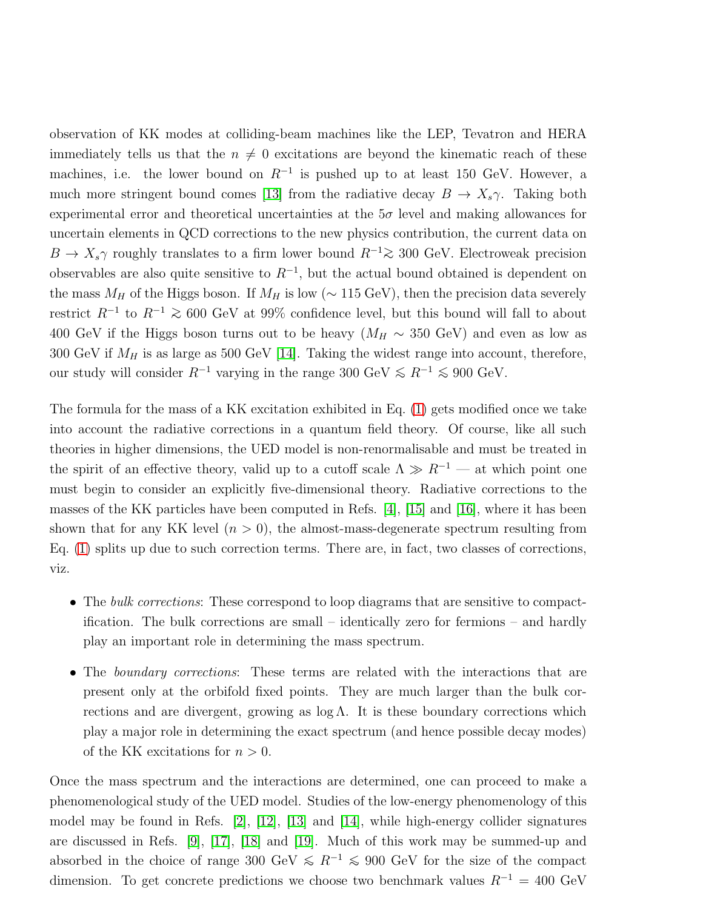observation of KK modes at colliding-beam machines like the LEP, Tevatron and HERA immediately tells us that the $n \neq 0$ excitations are beyond the kinematic reach of these machines, i.e. the lower bound on $R^{-1}$ is pushed up to at least 150 GeV. However, a much more stringent bound comes [13] from the radiative decay $B \to X_s \gamma$. Taking both experimental error and theoretical uncertainties at the $5\sigma$ level and making allowances for uncertain elements in QCD corrections to the new physics contribution, the current data on $B \to X_s \gamma$ roughly translates to a firm lower bound $R^{-1} \gtrsim 300$ GeV. Electroweak precision observables are also quite sensitive to $R^{-1}$, but the actual bound obtained is dependent on the mass $M_H$ of the Higgs boson. If $M_H$ is low ($\sim 115$ GeV), then the precision data severely restrict $R^{-1}$ to $R^{-1} \gtrsim 600$ GeV at 99% confidence level, but this bound will fall to about 400 GeV if the Higgs boson turns out to be heavy ($M_H \sim 350$ GeV) and even as low as 300 GeV if $M_H$ is as large as 500 GeV [14]. Taking the widest range into account, therefore, our study will consider $R^{-1}$ varying in the range 300 GeV $\lesssim R^{-1} \lesssim$ 900 GeV.

The formula for the mass of a KK excitation exhibited in Eq. (1) gets modified once we take into account the radiative corrections in a quantum field theory. Of course, like all such theories in higher dimensions, the UED model is non-renormalisable and must be treated in the spirit of an effective theory, valid up to a cutoff scale $\Lambda \gg R^{-1}$ — at which point one must begin to consider an explicitly five-dimensional theory. Radiative corrections to the masses of the KK particles have been computed in Refs. [4], [15] and [16], where it has been shown that for any KK level ($n > 0$), the almost-mass-degenerate spectrum resulting from Eq. (1) splits up due to such correction terms. There are, in fact, two classes of corrections, viz.

- The *bulk corrections*: These correspond to loop diagrams that are sensitive to compactification. The bulk corrections are small – identically zero for fermions – and hardly play an important role in determining the mass spectrum.
- The *boundary corrections*: These terms are related with the interactions that are present only at the orbifold fixed points. They are much larger than the bulk corrections and are divergent, growing as $\log \Lambda$. It is these boundary corrections which play a major role in determining the exact spectrum (and hence possible decay modes) of the KK excitations for $n > 0$.

Once the mass spectrum and the interactions are determined, one can proceed to make a phenomenological study of the UED model. Studies of the low-energy phenomenology of this model may be found in Refs. [2], [12], [13] and [14], while high-energy collider signatures are discussed in Refs. [9], [17], [18] and [19]. Much of this work may be summed-up and absorbed in the choice of range 300 GeV $\lesssim R^{-1} \lesssim$ 900 GeV for the size of the compact dimension. To get concrete predictions we choose two benchmark values $R^{-1} = 400$ GeV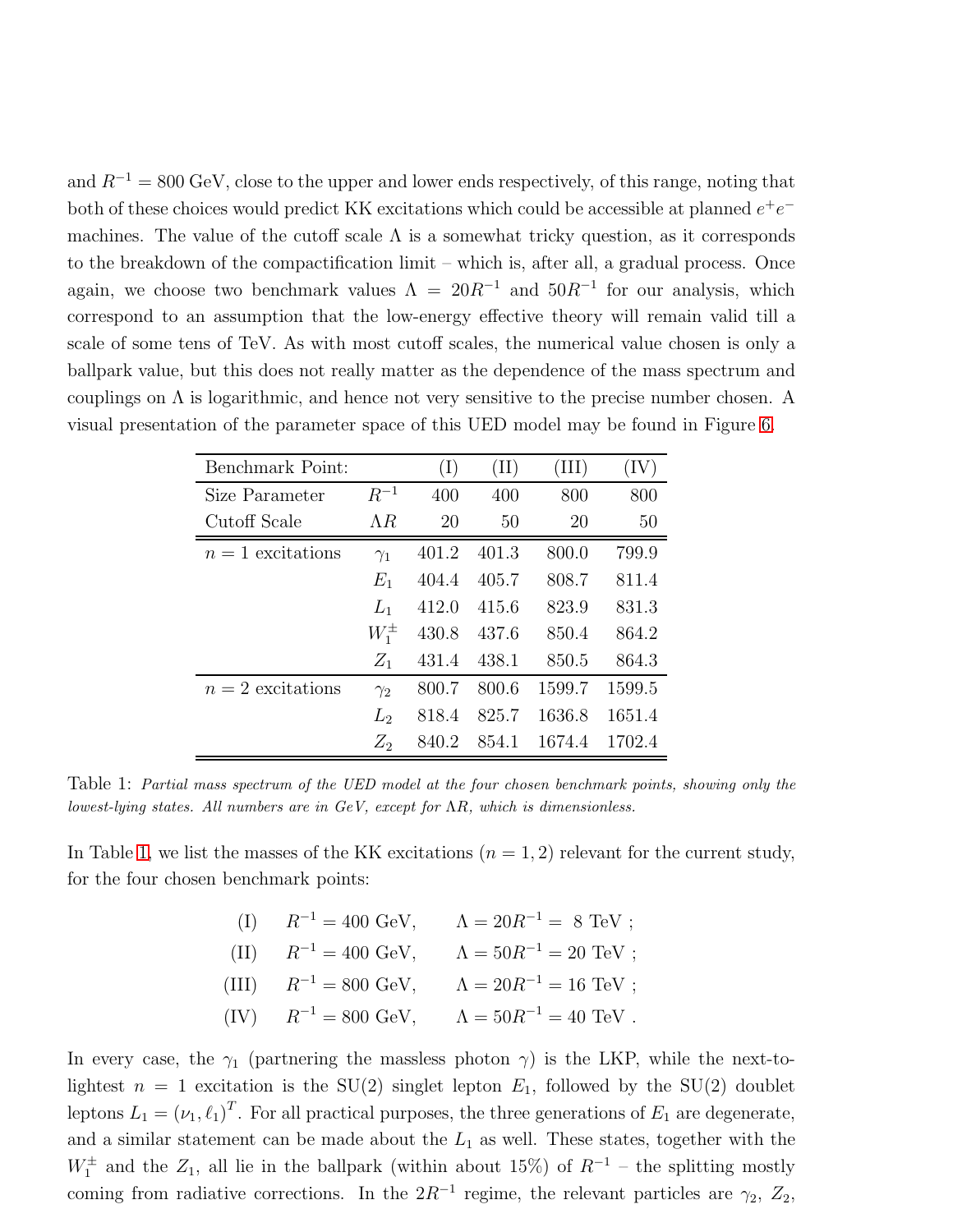and $R^{-1} = 800$ GeV, close to the upper and lower ends respectively, of this range, noting that both of these choices would predict KK excitations which could be accessible at planned $e^+e^-$ machines. The value of the cutoff scale $\Lambda$ is a somewhat tricky question, as it corresponds to the breakdown of the compactification limit – which is, after all, a gradual process. Once again, we choose two benchmark values $\Lambda = 20R^{-1}$ and $50R^{-1}$ for our analysis, which correspond to an assumption that the low-energy effective theory will remain valid till a scale of some tens of TeV. As with most cutoff scales, the numerical value chosen is only a ballpark value, but this does not really matter as the dependence of the mass spectrum and couplings on $\Lambda$ is logarithmic, and hence not very sensitive to the precise number chosen. A visual presentation of the parameter space of this UED model may be found in Figure 6.

| Benchmark Point: | | (I) | (II) | (III) | (IV) |
|---|---|---|---|---|---|
| Size Parameter | $R^{-1}$ | 400 | 400 | 800 | 800 |
| Cutoff Scale | $\Lambda R$ | 20 | 50 | 20 | 50 |
| $n = 1$ excitations | $\gamma_1$ | 401.2 | 401.3 | 800.0 | 799.9 |
| | $E_1$ | 404.4 | 405.7 | 808.7 | 811.4 |
| | $L_1$ | 412.0 | 415.6 | 823.9 | 831.3 |
| | $W_1^\pm$ | 430.8 | 437.6 | 850.4 | 864.2 |
| | $Z_1$ | 431.4 | 438.1 | 850.5 | 864.3 |
| $n = 2$ excitations | $\gamma_2$ | 800.7 | 800.6 | 1599.7 | 1599.5 |
| | $L_2$ | 818.4 | 825.7 | 1636.8 | 1651.4 |
| | $Z_2$ | 840.2 | 854.1 | 1674.4 | 1702.4 |

Table 1: *Partial mass spectrum of the UED model at the four chosen benchmark points, showing only the lowest-lying states. All numbers are in GeV, except for $\Lambda R$, which is dimensionless.*

In Table 1, we list the masses of the KK excitations ($n = 1, 2$) relevant for the current study, for the four chosen benchmark points:

$$
\begin{array}{llll}
\text{(I)} & R^{-1} = 400 \text{ GeV}, & \Lambda = 20R^{-1} = \ 8 \text{ TeV} ; \\
\text{(II)} & R^{-1} = 400 \text{ GeV}, & \Lambda = 50R^{-1} = 20 \text{ TeV} ; \\
\text{(III)} & R^{-1} = 800 \text{ GeV}, & \Lambda = 20R^{-1} = 16 \text{ TeV} ; \\
\text{(IV)} & R^{-1} = 800 \text{ GeV}, & \Lambda = 50R^{-1} = 40 \text{ TeV} .
\end{array}
$$

In every case, the $\gamma_1$ (partnering the massless photon $\gamma$) is the LKP, while the next-to-lightest $n = 1$ excitation is the SU(2) singlet lepton $E_1$, followed by the SU(2) doublet leptons $L_1 = (\nu_1, \ell_1)^T$. For all practical purposes, the three generations of $E_1$ are degenerate, and a similar statement can be made about the $L_1$ as well. These states, together with the $W_1^\pm$ and the $Z_1$, all lie in the ballpark (within about 15%) of $R^{-1}$ – the splitting mostly coming from radiative corrections. In the $2R^{-1}$ regime, the relevant particles are $\gamma_2$, $Z_2$,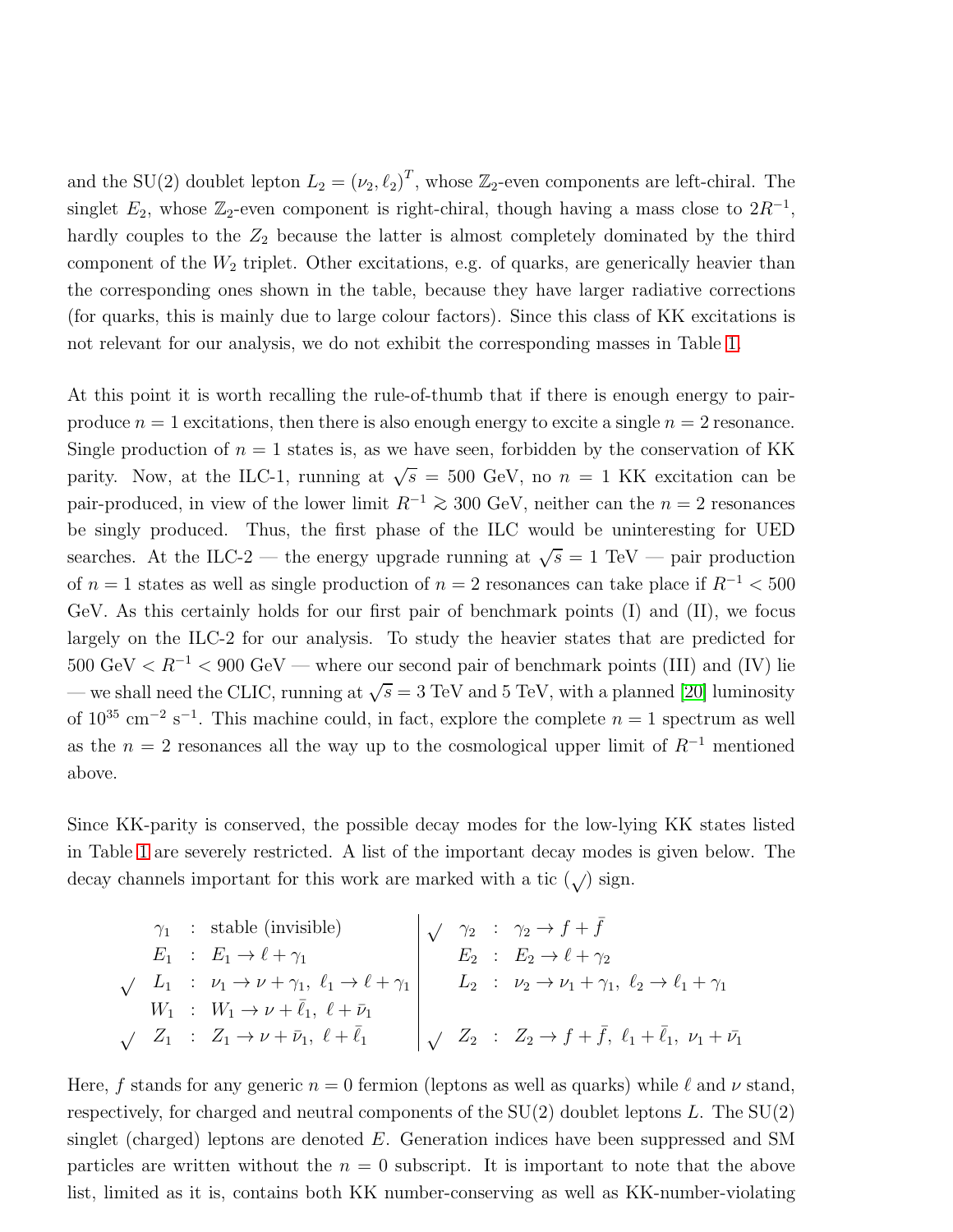and the SU(2) doublet lepton $L_2 = (\nu_2, \ell_2)^T$, whose $\mathbb{Z}_2$-even components are left-chiral. The singlet $E_2$, whose $\mathbb{Z}_2$-even component is right-chiral, though having a mass close to $2R^{-1}$, hardly couples to the $Z_2$ because the latter is almost completely dominated by the third component of the $W_2$ triplet. Other excitations, e.g. of quarks, are generically heavier than the corresponding ones shown in the table, because they have larger radiative corrections (for quarks, this is mainly due to large colour factors). Since this class of KK excitations is not relevant for our analysis, we do not exhibit the corresponding masses in Table 1.

At this point it is worth recalling the rule-of-thumb that if there is enough energy to pair-produce $n = 1$ excitations, then there is also enough energy to excite a single $n = 2$ resonance. Single production of $n = 1$ states is, as we have seen, forbidden by the conservation of KK parity. Now, at the ILC-1, running at $\sqrt{s} = 500$ GeV, no $n = 1$ KK excitation can be pair-produced, in view of the lower limit $R^{-1} \gtrsim 300$ GeV, neither can the $n = 2$ resonances be singly produced. Thus, the first phase of the ILC would be uninteresting for UED searches. At the ILC-2 — the energy upgrade running at $\sqrt{s} = 1$ TeV — pair production of $n = 1$ states as well as single production of $n = 2$ resonances can take place if $R^{-1} < 500$ GeV. As this certainly holds for our first pair of benchmark points (I) and (II), we focus largely on the ILC-2 for our analysis. To study the heavier states that are predicted for 500 GeV $< R^{-1} <$ 900 GeV — where our second pair of benchmark points (III) and (IV) lie — we shall need the CLIC, running at $\sqrt{s} = 3$ TeV and 5 TeV, with a planned [20] luminosity of $10^{35}$ cm$^{-2}$ s$^{-1}$. This machine could, in fact, explore the complete $n = 1$ spectrum as well as the $n = 2$ resonances all the way up to the cosmological upper limit of $R^{-1}$ mentioned above.

Since KK-parity is conserved, the possible decay modes for the low-lying KK states listed in Table 1 are severely restricted. A list of the important decay modes is given below. The decay channels important for this work are marked with a tic ($\surd$) sign.

| | | | | | | |
|---|---|---|---|---|---|---|
| | $\gamma_1$ | : stable (invisible) | | $\surd$ | $\gamma_2$ | : $\gamma_2 \to f + \bar{f}$ |
| | $E_1$ | : $E_1 \to \ell + \gamma_1$ | | | $E_2$ | : $E_2 \to \ell + \gamma_2$ |
| $\surd$ | $L_1$ | : $\nu_1 \to \nu + \gamma_1,\ \ell_1 \to \ell + \gamma_1$ | | | $L_2$ | : $\nu_2 \to \nu_1 + \gamma_1,\ \ell_2 \to \ell_1 + \gamma_1$ |
| | $W_1$ | : $W_1 \to \nu + \bar{\ell}_1,\ \ell + \bar{\nu}_1$ | | | | |
| $\surd$ | $Z_1$ | : $Z_1 \to \nu + \bar{\nu}_1,\ \ell + \bar{\ell}_1$ | | $\surd$ | $Z_2$ | : $Z_2 \to f + \bar{f},\ \ell_1 + \bar{\ell}_1,\ \nu_1 + \bar{\nu}_1$ |

Here, $f$ stands for any generic $n = 0$ fermion (leptons as well as quarks) while $\ell$ and $\nu$ stand, respectively, for charged and neutral components of the SU(2) doublet leptons $L$. The SU(2) singlet (charged) leptons are denoted $E$. Generation indices have been suppressed and SM particles are written without the $n = 0$ subscript. It is important to note that the above list, limited as it is, contains both KK number-conserving as well as KK-number-violating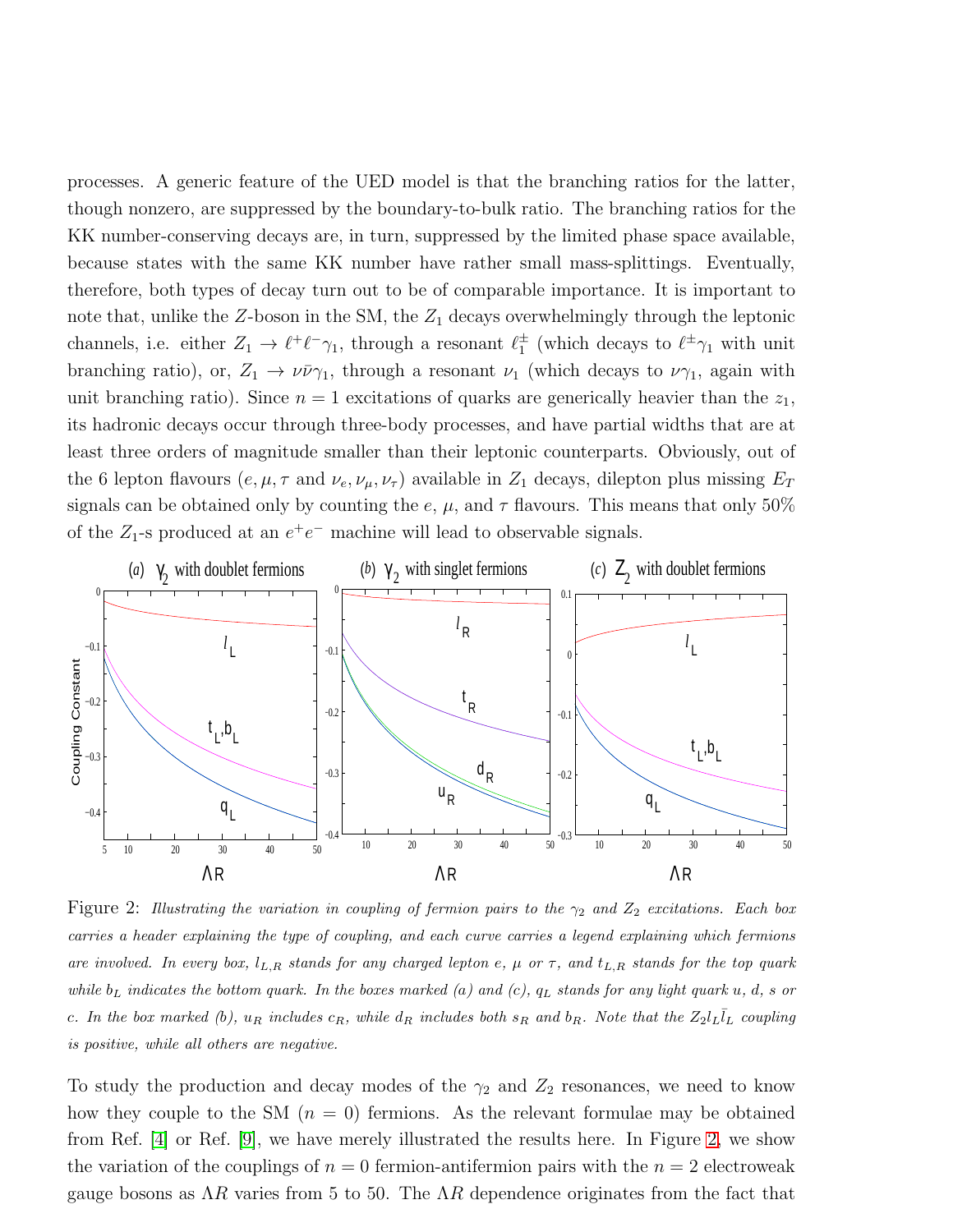processes. A generic feature of the UED model is that the branching ratios for the latter, though nonzero, are suppressed by the boundary-to-bulk ratio. The branching ratios for the KK number-conserving decays are, in turn, suppressed by the limited phase space available, because states with the same KK number have rather small mass-splittings. Eventually, therefore, both types of decay turn out to be of comparable importance. It is important to note that, unlike the $Z$-boson in the SM, the $Z_1$ decays overwhelmingly through the leptonic channels, i.e. either $Z_1 \to \ell^+\ell^-\gamma_1$, through a resonant $\ell_1^\pm$ (which decays to $\ell^\pm\gamma_1$ with unit branching ratio), or, $Z_1 \to \nu\bar{\nu}\gamma_1$, through a resonant $\nu_1$ (which decays to $\nu\gamma_1$, again with unit branching ratio). Since $n = 1$ excitations of quarks are generically heavier than the $z_1$, its hadronic decays occur through three-body processes, and have partial widths that are at least three orders of magnitude smaller than their leptonic counterparts. Obviously, out of the 6 lepton flavours ($e, \mu, \tau$ and $\nu_e, \nu_\mu, \nu_\tau$) available in $Z_1$ decays, dilepton plus missing $E_T$ signals can be obtained only by counting the $e$, $\mu$, and $\tau$ flavours. This means that only 50% of the $Z_1$-s produced at an $e^+e^-$ machine will lead to observable signals.

Figure 2: *Illustrating the variation in coupling of fermion pairs to the $\gamma_2$ and $Z_2$ excitations. Each box carries a header explaining the type of coupling, and each curve carries a legend explaining which fermions are involved. In every box, $l_{L,R}$ stands for any charged lepton $e$, $\mu$ or $\tau$, and $t_{L,R}$ stands for the top quark while $b_L$ indicates the bottom quark. In the boxes marked (a) and (c), $q_L$ stands for any light quark $u$, $d$, $s$ or $c$. In the box marked (b), $u_R$ includes $c_R$, while $d_R$ includes both $s_R$ and $b_R$. Note that the $Z_2 l_L \bar{l}_L$ coupling is positive, while all others are negative.*

To study the production and decay modes of the $\gamma_2$ and $Z_2$ resonances, we need to know how they couple to the SM ($n = 0$) fermions. As the relevant formulae may be obtained from Ref. [4] or Ref. [9], we have merely illustrated the results here. In Figure 2, we show the variation of the couplings of $n = 0$ fermion-antifermion pairs with the $n = 2$ electroweak gauge bosons as $\Lambda R$ varies from 5 to 50. The $\Lambda R$ dependence originates from the fact that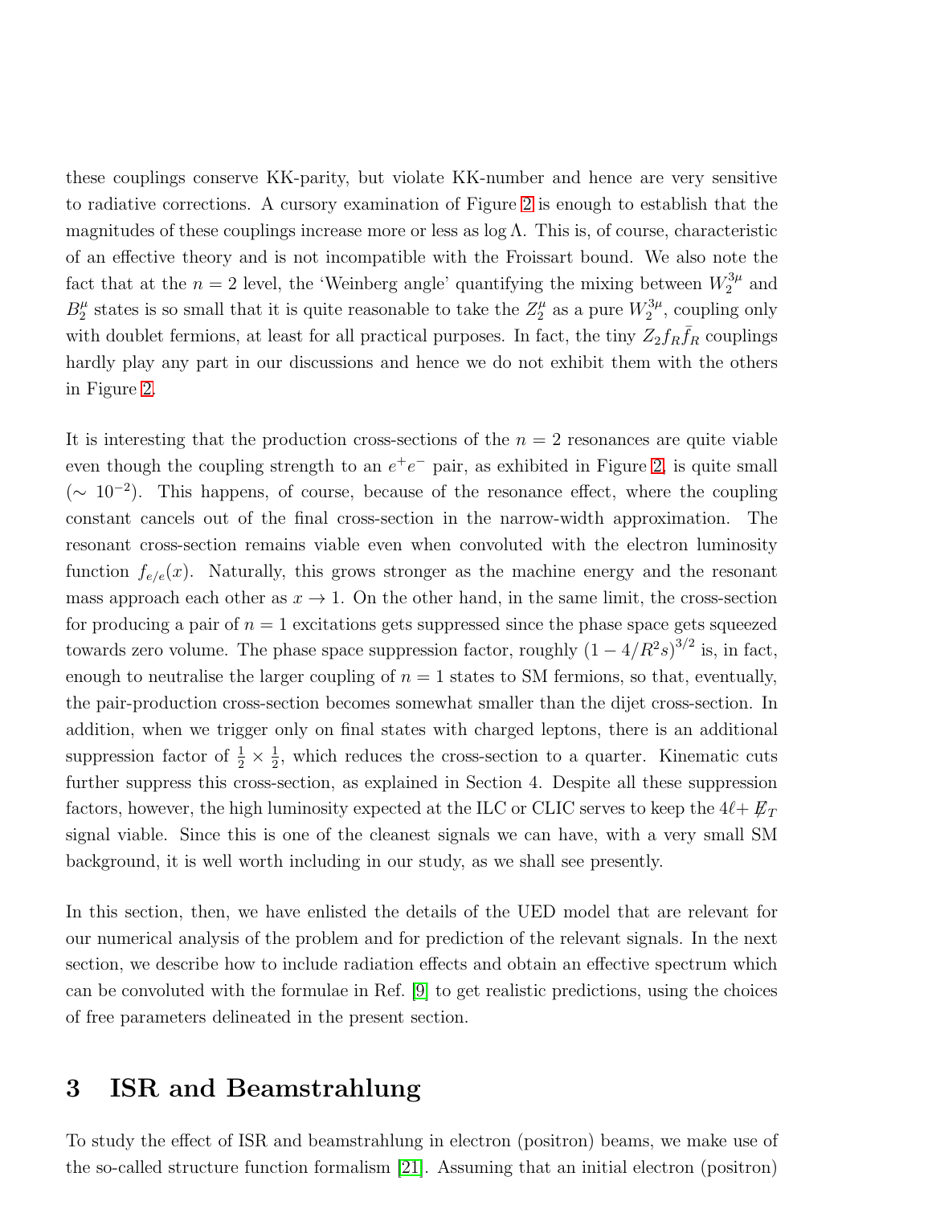these couplings conserve KK-parity, but violate KK-number and hence are very sensitive to radiative corrections. A cursory examination of Figure 2 is enough to establish that the magnitudes of these couplings increase more or less as $\log \Lambda$. This is, of course, characteristic of an effective theory and is not incompatible with the Froissart bound. We also note the fact that at the $n = 2$ level, the 'Weinberg angle' quantifying the mixing between $W_2^{3\mu}$ and $B_2^{\mu}$ states is so small that it is quite reasonable to take the $Z_2^{\mu}$ as a pure $W_2^{3\mu}$, coupling only with doublet fermions, at least for all practical purposes. In fact, the tiny $Z_2 f_R \bar{f}_R$ couplings hardly play any part in our discussions and hence we do not exhibit them with the others in Figure 2.

It is interesting that the production cross-sections of the $n = 2$ resonances are quite viable even though the coupling strength to an $e^+e^-$ pair, as exhibited in Figure 2, is quite small ($\sim 10^{-2}$). This happens, of course, because of the resonance effect, where the coupling constant cancels out of the final cross-section in the narrow-width approximation. The resonant cross-section remains viable even when convoluted with the electron luminosity function $f_{e/e}(x)$. Naturally, this grows stronger as the machine energy and the resonant mass approach each other as $x \to 1$. On the other hand, in the same limit, the cross-section for producing a pair of $n = 1$ excitations gets suppressed since the phase space gets squeezed towards zero volume. The phase space suppression factor, roughly $(1 - 4/R^2 s)^{3/2}$ is, in fact, enough to neutralise the larger coupling of $n = 1$ states to SM fermions, so that, eventually, the pair-production cross-section becomes somewhat smaller than the dijet cross-section. In addition, when we trigger only on final states with charged leptons, there is an additional suppression factor of $\frac{1}{2} \times \frac{1}{2}$, which reduces the cross-section to a quarter. Kinematic cuts further suppress this cross-section, as explained in Section 4. Despite all these suppression factors, however, the high luminosity expected at the ILC or CLIC serves to keep the $4\ell + \not{E}_T$ signal viable. Since this is one of the cleanest signals we can have, with a very small SM background, it is well worth including in our study, as we shall see presently.

In this section, then, we have enlisted the details of the UED model that are relevant for our numerical analysis of the problem and for prediction of the relevant signals. In the next section, we describe how to include radiation effects and obtain an effective spectrum which can be convoluted with the formulae in Ref. [9] to get realistic predictions, using the choices of free parameters delineated in the present section.

# 3 ISR and Beamstrahlung

To study the effect of ISR and beamstrahlung in electron (positron) beams, we make use of the so-called structure function formalism [21]. Assuming that an initial electron (positron)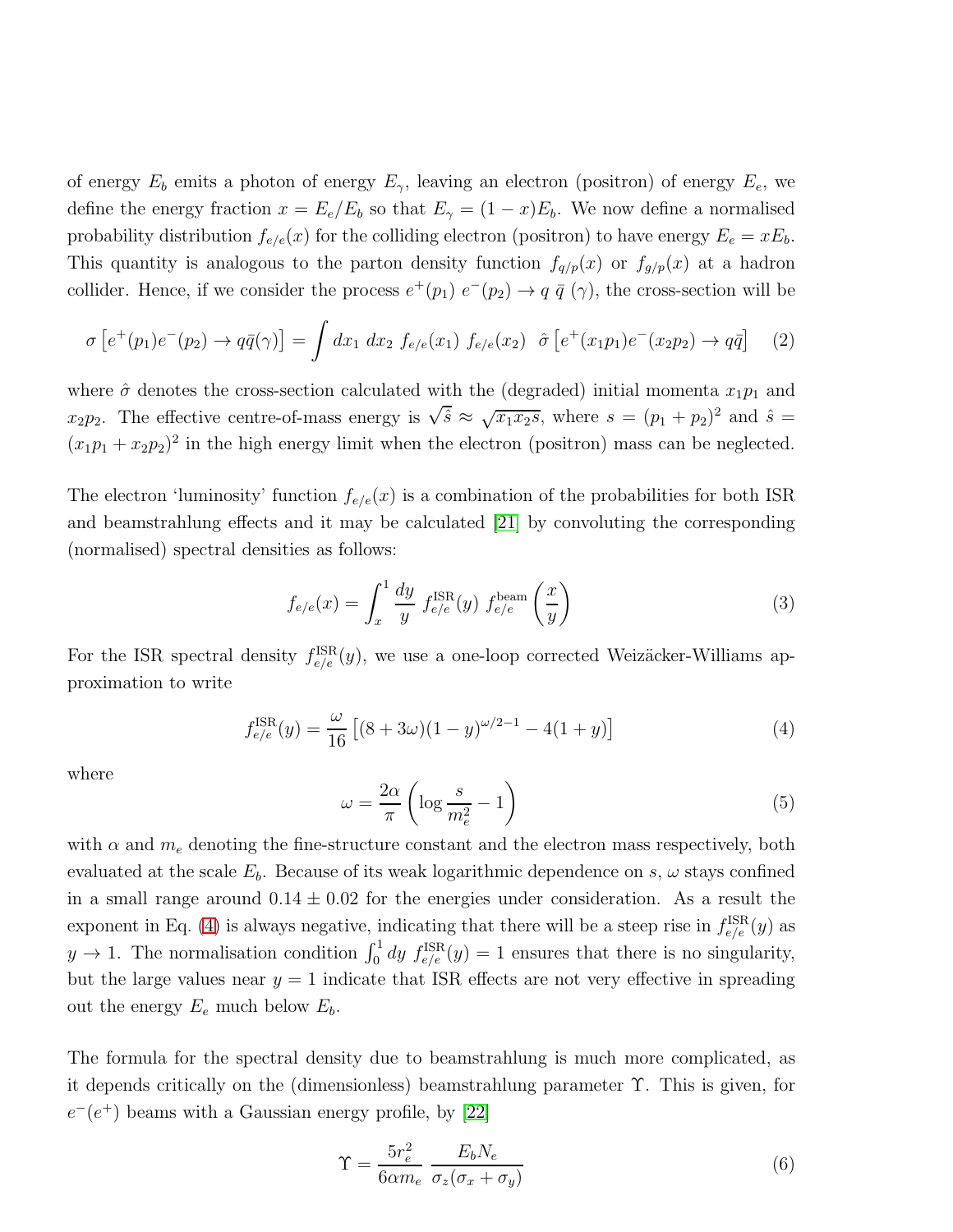of energy $E_b$ emits a photon of energy $E_\gamma$, leaving an electron (positron) of energy $E_e$, we define the energy fraction $x = E_e/E_b$ so that $E_\gamma = (1-x)E_b$. We now define a normalised probability distribution $f_{e/e}(x)$ for the colliding electron (positron) to have energy $E_e = xE_b$. This quantity is analogous to the parton density function $f_{q/p}(x)$ or $f_{g/p}(x)$ at a hadron collider. Hence, if we consider the process $e^+(p_1)\ e^-(p_2) \to q\ \bar{q}\ (\gamma)$, the cross-section will be

$$\sigma\left[e^+(p_1)e^-(p_2) \to q\bar{q}(\gamma)\right] = \int dx_1\ dx_2\ f_{e/e}(x_1)\ f_{e/e}(x_2)\ \ \hat{\sigma}\left[e^+(x_1p_1)e^-(x_2p_2) \to q\bar{q}\right] \quad (2)$$

where $\hat{\sigma}$ denotes the cross-section calculated with the (degraded) initial momenta $x_1p_1$ and $x_2p_2$. The effective centre-of-mass energy is $\sqrt{\hat{s}} \approx \sqrt{x_1x_2s}$, where $s = (p_1+p_2)^2$ and $\hat{s} = (x_1p_1 + x_2p_2)^2$ in the high energy limit when the electron (positron) mass can be neglected.

The electron 'luminosity' function $f_{e/e}(x)$ is a combination of the probabilities for both ISR and beamstrahlung effects and it may be calculated [21] by convoluting the corresponding (normalised) spectral densities as follows:

$$f_{e/e}(x) = \int_x^1 \frac{dy}{y}\ f_{e/e}^{\rm ISR}(y)\ f_{e/e}^{\rm beam}\left(\frac{x}{y}\right) \quad (3)$$

For the ISR spectral density $f_{e/e}^{\rm ISR}(y)$, we use a one-loop corrected Weizäcker-Williams approximation to write

$$f_{e/e}^{\rm ISR}(y) = \frac{\omega}{16}\left[(8+3\omega)(1-y)^{\omega/2-1} - 4(1+y)\right] \quad (4)$$

where

$$\omega = \frac{2\alpha}{\pi}\left(\log\frac{s}{m_e^2} - 1\right) \quad (5)$$

with $\alpha$ and $m_e$ denoting the fine-structure constant and the electron mass respectively, both evaluated at the scale $E_b$. Because of its weak logarithmic dependence on $s$, $\omega$ stays confined in a small range around $0.14 \pm 0.02$ for the energies under consideration. As a result the exponent in Eq. (4) is always negative, indicating that there will be a steep rise in $f_{e/e}^{\rm ISR}(y)$ as $y \to 1$. The normalisation condition $\int_0^1 dy\ f_{e/e}^{\rm ISR}(y) = 1$ ensures that there is no singularity, but the large values near $y = 1$ indicate that ISR effects are not very effective in spreading out the energy $E_e$ much below $E_b$.

The formula for the spectral density due to beamstrahlung is much more complicated, as it depends critically on the (dimensionless) beamstrahlung parameter $\Upsilon$. This is given, for $e^-(e^+)$ beams with a Gaussian energy profile, by [22]

$$\Upsilon = \frac{5r_e^2}{6\alpha m_e}\ \frac{E_bN_e}{\sigma_z(\sigma_x+\sigma_y)} \quad (6)$$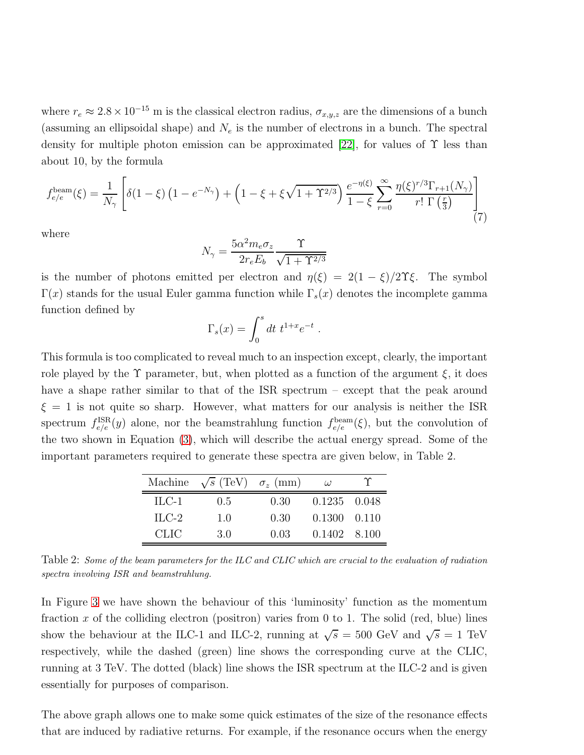where $r_e \approx 2.8 \times 10^{-15}$ m is the classical electron radius, $\sigma_{x,y,z}$ are the dimensions of a bunch (assuming an ellipsoidal shape) and $N_e$ is the number of electrons in a bunch. The spectral density for multiple photon emission can be approximated [22], for values of $\Upsilon$ less than about 10, by the formula

$$f_{e/e}^{\rm beam}(\xi) = \frac{1}{N_\gamma}\left[\delta(1-\xi)\left(1-e^{-N_\gamma}\right) + \left(1-\xi+\xi\sqrt{1+\Upsilon^{2/3}}\right)\frac{e^{-\eta(\xi)}}{1-\xi}\sum_{r=0}^{\infty}\frac{\eta(\xi)^{r/3}\Gamma_{r+1}(N_\gamma)}{r!\;\Gamma\left(\frac{r}{3}\right)}\right] \tag{7}$$

where

$$N_\gamma = \frac{5\alpha^2 m_e \sigma_z}{2 r_e E_b}\frac{\Upsilon}{\sqrt{1+\Upsilon^{2/3}}}$$

is the number of photons emitted per electron and $\eta(\xi) = 2(1-\xi)/2\Upsilon\xi$. The symbol $\Gamma(x)$ stands for the usual Euler gamma function while $\Gamma_s(x)$ denotes the incomplete gamma function defined by

$$\Gamma_s(x) = \int_0^s dt\; t^{1+x} e^{-t}\;.$$

This formula is too complicated to reveal much to an inspection except, clearly, the important role played by the $\Upsilon$ parameter, but, when plotted as a function of the argument $\xi$, it does have a shape rather similar to that of the ISR spectrum – except that the peak around $\xi = 1$ is not quite so sharp. However, what matters for our analysis is neither the ISR spectrum $f_{e/e}^{\rm ISR}(y)$ alone, nor the beamstrahlung function $f_{e/e}^{\rm beam}(\xi)$, but the convolution of the two shown in Equation (3), which will describe the actual energy spread. Some of the important parameters required to generate these spectra are given below, in Table 2.

| Machine | $\sqrt{s}$ (TeV) | $\sigma_z$ (mm) | $\omega$ | $\Upsilon$ |
|---|---|---|---|---|
| ILC-1 | 0.5 | 0.30 | 0.1235 | 0.048 |
| ILC-2 | 1.0 | 0.30 | 0.1300 | 0.110 |
| CLIC | 3.0 | 0.03 | 0.1402 | 8.100 |

Table 2: *Some of the beam parameters for the ILC and CLIC which are crucial to the evaluation of radiation spectra involving ISR and beamstrahlung.*

In Figure 3 we have shown the behaviour of this 'luminosity' function as the momentum fraction $x$ of the colliding electron (positron) varies from 0 to 1. The solid (red, blue) lines show the behaviour at the ILC-1 and ILC-2, running at $\sqrt{s} = 500$ GeV and $\sqrt{s} = 1$ TeV respectively, while the dashed (green) line shows the corresponding curve at the CLIC, running at 3 TeV. The dotted (black) line shows the ISR spectrum at the ILC-2 and is given essentially for purposes of comparison.

The above graph allows one to make some quick estimates of the size of the resonance effects that are induced by radiative returns. For example, if the resonance occurs when the energy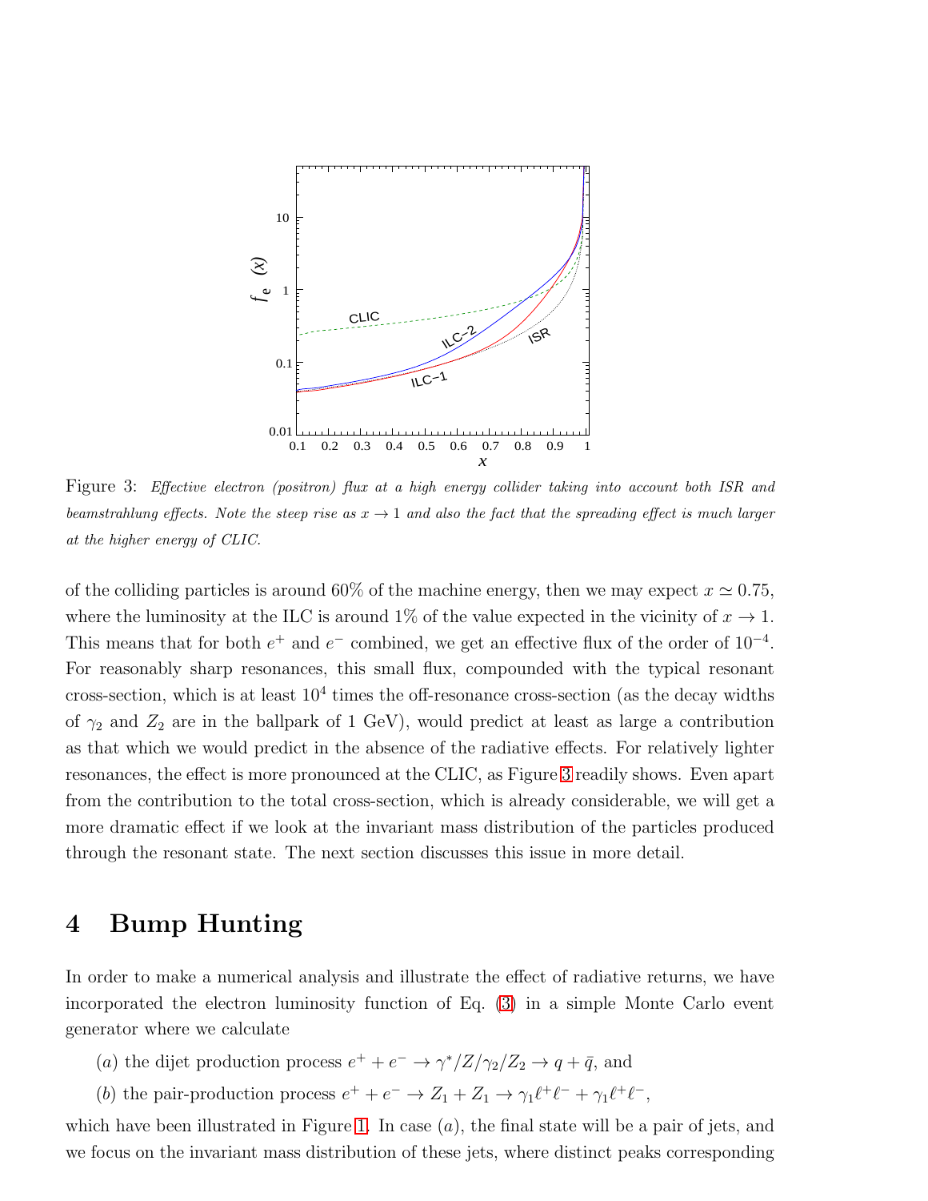Figure 3: *Effective electron (positron) flux at a high energy collider taking into account both ISR and beamstrahlung effects. Note the steep rise as $x \to 1$ and also the fact that the spreading effect is much larger at the higher energy of CLIC.*

of the colliding particles is around 60% of the machine energy, then we may expect $x \simeq 0.75$, where the luminosity at the ILC is around 1% of the value expected in the vicinity of $x \to 1$. This means that for both $e^+$ and $e^-$ combined, we get an effective flux of the order of $10^{-4}$. For reasonably sharp resonances, this small flux, compounded with the typical resonant cross-section, which is at least $10^4$ times the off-resonance cross-section (as the decay widths of $\gamma_2$ and $Z_2$ are in the ballpark of 1 GeV), would predict at least as large a contribution as that which we would predict in the absence of the radiative effects. For relatively lighter resonances, the effect is more pronounced at the CLIC, as Figure 3 readily shows. Even apart from the contribution to the total cross-section, which is already considerable, we will get a more dramatic effect if we look at the invariant mass distribution of the particles produced through the resonant state. The next section discusses this issue in more detail.

## 4 Bump Hunting

In order to make a numerical analysis and illustrate the effect of radiative returns, we have incorporated the electron luminosity function of Eq. (3) in a simple Monte Carlo event generator where we calculate

($a$) the dijet production process $e^+ + e^- \to \gamma^*/Z/\gamma_2/Z_2 \to q + \bar{q}$, and

($b$) the pair-production process $e^+ + e^- \to Z_1 + Z_1 \to \gamma_1 \ell^+\ell^- + \gamma_1 \ell^+\ell^-$,

which have been illustrated in Figure 1. In case ($a$), the final state will be a pair of jets, and we focus on the invariant mass distribution of these jets, where distinct peaks corresponding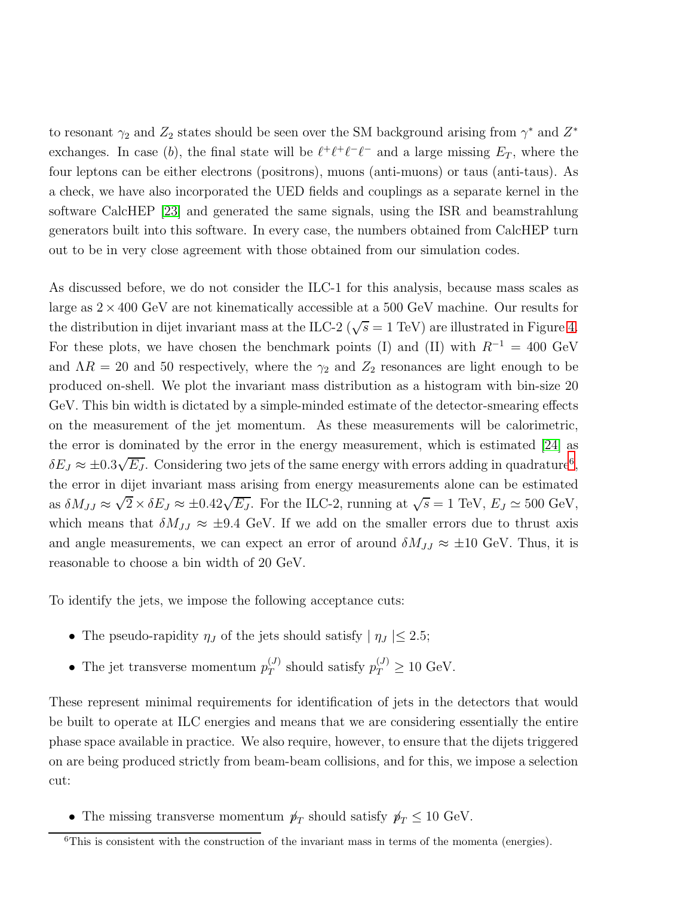to resonant $\gamma_2$ and $Z_2$ states should be seen over the SM background arising from $\gamma^*$ and $Z^*$ exchanges. In case $(b)$, the final state will be $\ell^+\ell^+\ell^-\ell^-$ and a large missing $E_T$, where the four leptons can be either electrons (positrons), muons (anti-muons) or taus (anti-taus). As a check, we have also incorporated the UED fields and couplings as a separate kernel in the software CalcHEP [23] and generated the same signals, using the ISR and beamstrahlung generators built into this software. In every case, the numbers obtained from CalcHEP turn out to be in very close agreement with those obtained from our simulation codes.

As discussed before, we do not consider the ILC-1 for this analysis, because mass scales as large as $2 \times 400$ GeV are not kinematically accessible at a 500 GeV machine. Our results for the distribution in dijet invariant mass at the ILC-2 ($\sqrt{s} = 1$ TeV) are illustrated in Figure 4. For these plots, we have chosen the benchmark points (I) and (II) with $R^{-1} = 400$ GeV and $\Lambda R = 20$ and 50 respectively, where the $\gamma_2$ and $Z_2$ resonances are light enough to be produced on-shell. We plot the invariant mass distribution as a histogram with bin-size 20 GeV. This bin width is dictated by a simple-minded estimate of the detector-smearing effects on the measurement of the jet momentum. As these measurements will be calorimetric, the error is dominated by the error in the energy measurement, which is estimated [24] as $\delta E_J \approx \pm 0.3\sqrt{E_J}$. Considering two jets of the same energy with errors adding in quadrature[6], the error in dijet invariant mass arising from energy measurements alone can be estimated as $\delta M_{JJ} \approx \sqrt{2} \times \delta E_J \approx \pm 0.42\sqrt{E_J}$. For the ILC-2, running at $\sqrt{s} = 1$ TeV, $E_J \simeq 500$ GeV, which means that $\delta M_{JJ} \approx \pm 9.4$ GeV. If we add on the smaller errors due to thrust axis and angle measurements, we can expect an error of around $\delta M_{JJ} \approx \pm 10$ GeV. Thus, it is reasonable to choose a bin width of 20 GeV.

To identify the jets, we impose the following acceptance cuts:

- The pseudo-rapidity $\eta_J$ of the jets should satisfy $\mid \eta_J \mid \leq 2.5$;
- The jet transverse momentum $p_T^{(J)}$ should satisfy $p_T^{(J)} \geq 10$ GeV.

These represent minimal requirements for identification of jets in the detectors that would be built to operate at ILC energies and means that we are considering essentially the entire phase space available in practice. We also require, however, to ensure that the dijets triggered on are being produced strictly from beam-beam collisions, and for this, we impose a selection cut:

- The missing transverse momentum $\not{p}_T$ should satisfy $\not{p}_T \leq 10$ GeV.

[6] This is consistent with the construction of the invariant mass in terms of the momenta (energies).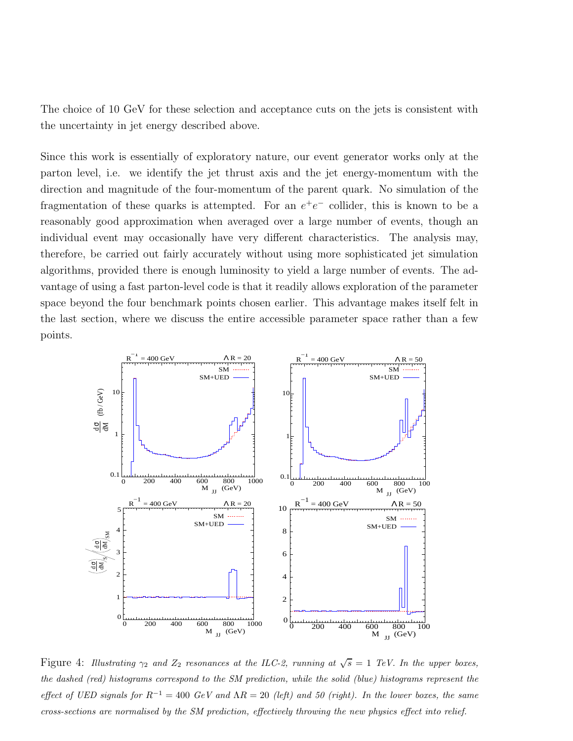The choice of 10 GeV for these selection and acceptance cuts on the jets is consistent with the uncertainty in jet energy described above.

Since this work is essentially of exploratory nature, our event generator works only at the parton level, i.e. we identify the jet thrust axis and the jet energy-momentum with the direction and magnitude of the four-momentum of the parent quark. No simulation of the fragmentation of these quarks is attempted. For an $e^+e^-$ collider, this is known to be a reasonably good approximation when averaged over a large number of events, though an individual event may occasionally have very different characteristics. The analysis may, therefore, be carried out fairly accurately without using more sophisticated jet simulation algorithms, provided there is enough luminosity to yield a large number of events. The advantage of using a fast parton-level code is that it readily allows exploration of the parameter space beyond the four benchmark points chosen earlier. This advantage makes itself felt in the last section, where we discuss the entire accessible parameter space rather than a few points.

Figure 4: *Illustrating $\gamma_2$ and $Z_2$ resonances at the ILC-2, running at $\sqrt{s} = 1$ TeV. In the upper boxes, the dashed (red) histograms correspond to the SM prediction, while the solid (blue) histograms represent the effect of UED signals for $R^{-1} = 400$ GeV and $\Lambda R = 20$ (left) and 50 (right). In the lower boxes, the same cross-sections are normalised by the SM prediction, effectively throwing the new physics effect into relief.*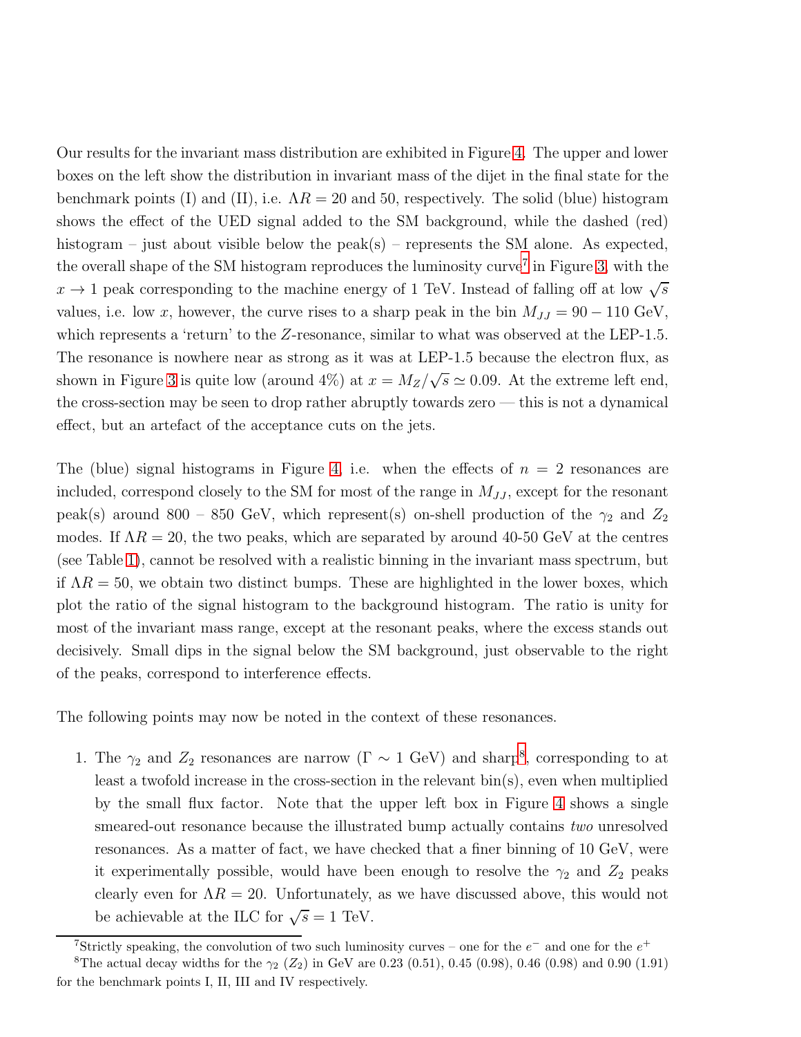Our results for the invariant mass distribution are exhibited in Figure 4. The upper and lower boxes on the left show the distribution in invariant mass of the dijet in the final state for the benchmark points (I) and (II), i.e. $\Lambda R = 20$ and 50, respectively. The solid (blue) histogram shows the effect of the UED signal added to the SM background, while the dashed (red) histogram – just about visible below the peak(s) – represents the SM alone. As expected, the overall shape of the SM histogram reproduces the luminosity curve[7] in Figure 3, with the $x \to 1$ peak corresponding to the machine energy of 1 TeV. Instead of falling off at low $\sqrt{s}$ values, i.e. low $x$, however, the curve rises to a sharp peak in the bin $M_{JJ} = 90 - 110$ GeV, which represents a 'return' to the $Z$-resonance, similar to what was observed at the LEP-1.5. The resonance is nowhere near as strong as it was at LEP-1.5 because the electron flux, as shown in Figure 3 is quite low (around 4%) at $x = M_Z/\sqrt{s} \simeq 0.09$. At the extreme left end, the cross-section may be seen to drop rather abruptly towards zero — this is not a dynamical effect, but an artefact of the acceptance cuts on the jets.

The (blue) signal histograms in Figure 4, i.e. when the effects of $n = 2$ resonances are included, correspond closely to the SM for most of the range in $M_{JJ}$, except for the resonant peak(s) around 800 – 850 GeV, which represent(s) on-shell production of the $\gamma_2$ and $Z_2$ modes. If $\Lambda R = 20$, the two peaks, which are separated by around 40-50 GeV at the centres (see Table 1), cannot be resolved with a realistic binning in the invariant mass spectrum, but if $\Lambda R = 50$, we obtain two distinct bumps. These are highlighted in the lower boxes, which plot the ratio of the signal histogram to the background histogram. The ratio is unity for most of the invariant mass range, except at the resonant peaks, where the excess stands out decisively. Small dips in the signal below the SM background, just observable to the right of the peaks, correspond to interference effects.

The following points may now be noted in the context of these resonances.

1. The $\gamma_2$ and $Z_2$ resonances are narrow ($\Gamma \sim 1$ GeV) and sharp[8], corresponding to at least a twofold increase in the cross-section in the relevant bin(s), even when multiplied by the small flux factor. Note that the upper left box in Figure 4 shows a single smeared-out resonance because the illustrated bump actually contains *two* unresolved resonances. As a matter of fact, we have checked that a finer binning of 10 GeV, were it experimentally possible, would have been enough to resolve the $\gamma_2$ and $Z_2$ peaks clearly even for $\Lambda R = 20$. Unfortunately, as we have discussed above, this would not be achievable at the ILC for $\sqrt{s} = 1$ TeV.

---

[7] Strictly speaking, the convolution of two such luminosity curves – one for the $e^-$ and one for the $e^+$

[8] The actual decay widths for the $\gamma_2$ ($Z_2$) in GeV are 0.23 (0.51), 0.45 (0.98), 0.46 (0.98) and 0.90 (1.91) for the benchmark points I, II, III and IV respectively.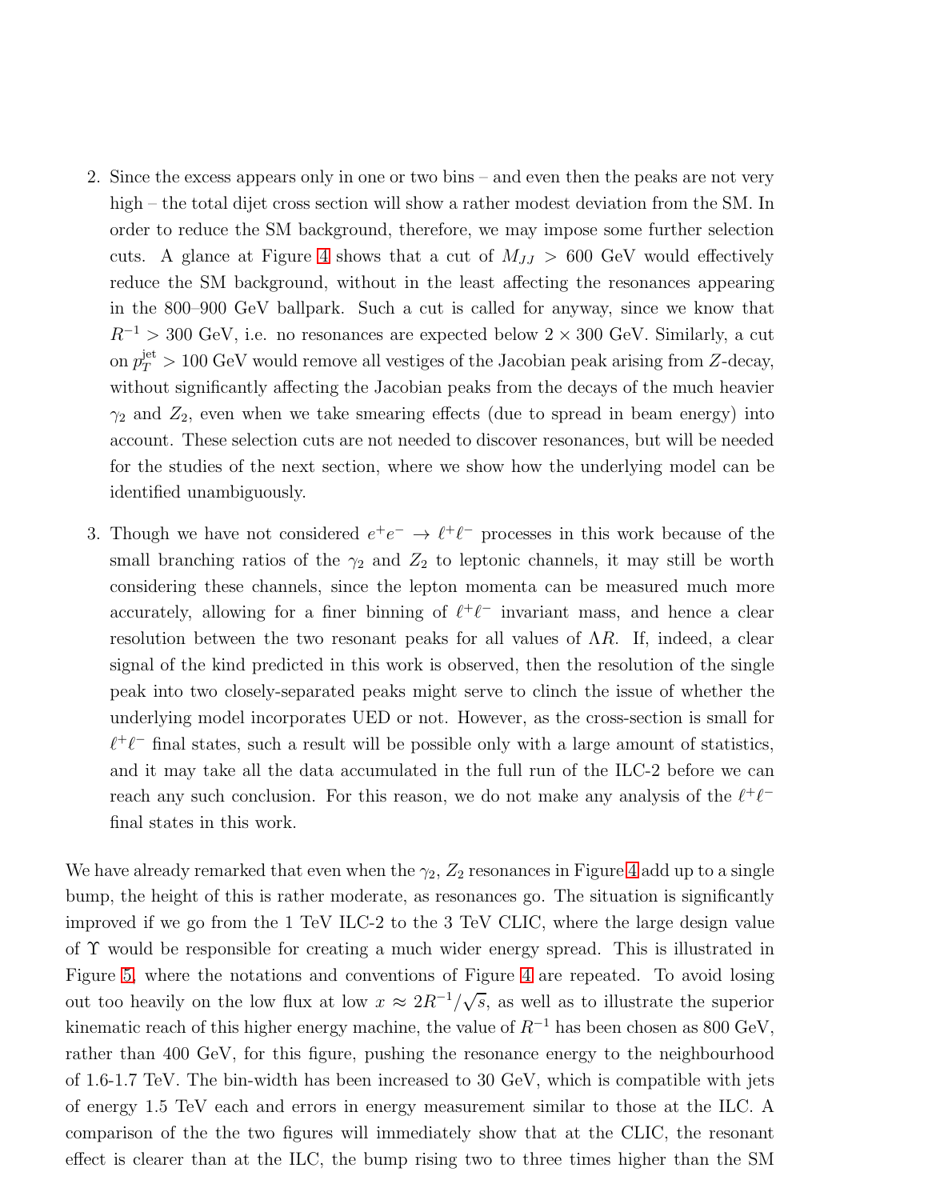2. Since the excess appears only in one or two bins – and even then the peaks are not very high – the total dijet cross section will show a rather modest deviation from the SM. In order to reduce the SM background, therefore, we may impose some further selection cuts. A glance at Figure 4 shows that a cut of $M_{JJ} > 600$ GeV would effectively reduce the SM background, without in the least affecting the resonances appearing in the 800–900 GeV ballpark. Such a cut is called for anyway, since we know that $R^{-1} > 300$ GeV, i.e. no resonances are expected below $2 \times 300$ GeV. Similarly, a cut on $p_T^{\rm jet} > 100$ GeV would remove all vestiges of the Jacobian peak arising from $Z$-decay, without significantly affecting the Jacobian peaks from the decays of the much heavier $\gamma_2$ and $Z_2$, even when we take smearing effects (due to spread in beam energy) into account. These selection cuts are not needed to discover resonances, but will be needed for the studies of the next section, where we show how the underlying model can be identified unambiguously.

3. Though we have not considered $e^+e^- \to \ell^+\ell^-$ processes in this work because of the small branching ratios of the $\gamma_2$ and $Z_2$ to leptonic channels, it may still be worth considering these channels, since the lepton momenta can be measured much more accurately, allowing for a finer binning of $\ell^+\ell^-$ invariant mass, and hence a clear resolution between the two resonant peaks for all values of $\Lambda R$. If, indeed, a clear signal of the kind predicted in this work is observed, then the resolution of the single peak into two closely-separated peaks might serve to clinch the issue of whether the underlying model incorporates UED or not. However, as the cross-section is small for $\ell^+\ell^-$ final states, such a result will be possible only with a large amount of statistics, and it may take all the data accumulated in the full run of the ILC-2 before we can reach any such conclusion. For this reason, we do not make any analysis of the $\ell^+\ell^-$ final states in this work.

We have already remarked that even when the $\gamma_2$, $Z_2$ resonances in Figure 4 add up to a single bump, the height of this is rather moderate, as resonances go. The situation is significantly improved if we go from the 1 TeV ILC-2 to the 3 TeV CLIC, where the large design value of $\Upsilon$ would be responsible for creating a much wider energy spread. This is illustrated in Figure 5, where the notations and conventions of Figure 4 are repeated. To avoid losing out too heavily on the low flux at low $x \approx 2R^{-1}/\sqrt{s}$, as well as to illustrate the superior kinematic reach of this higher energy machine, the value of $R^{-1}$ has been chosen as 800 GeV, rather than 400 GeV, for this figure, pushing the resonance energy to the neighbourhood of 1.6-1.7 TeV. The bin-width has been increased to 30 GeV, which is compatible with jets of energy 1.5 TeV each and errors in energy measurement similar to those at the ILC. A comparison of the the two figures will immediately show that at the CLIC, the resonant effect is clearer than at the ILC, the bump rising two to three times higher than the SM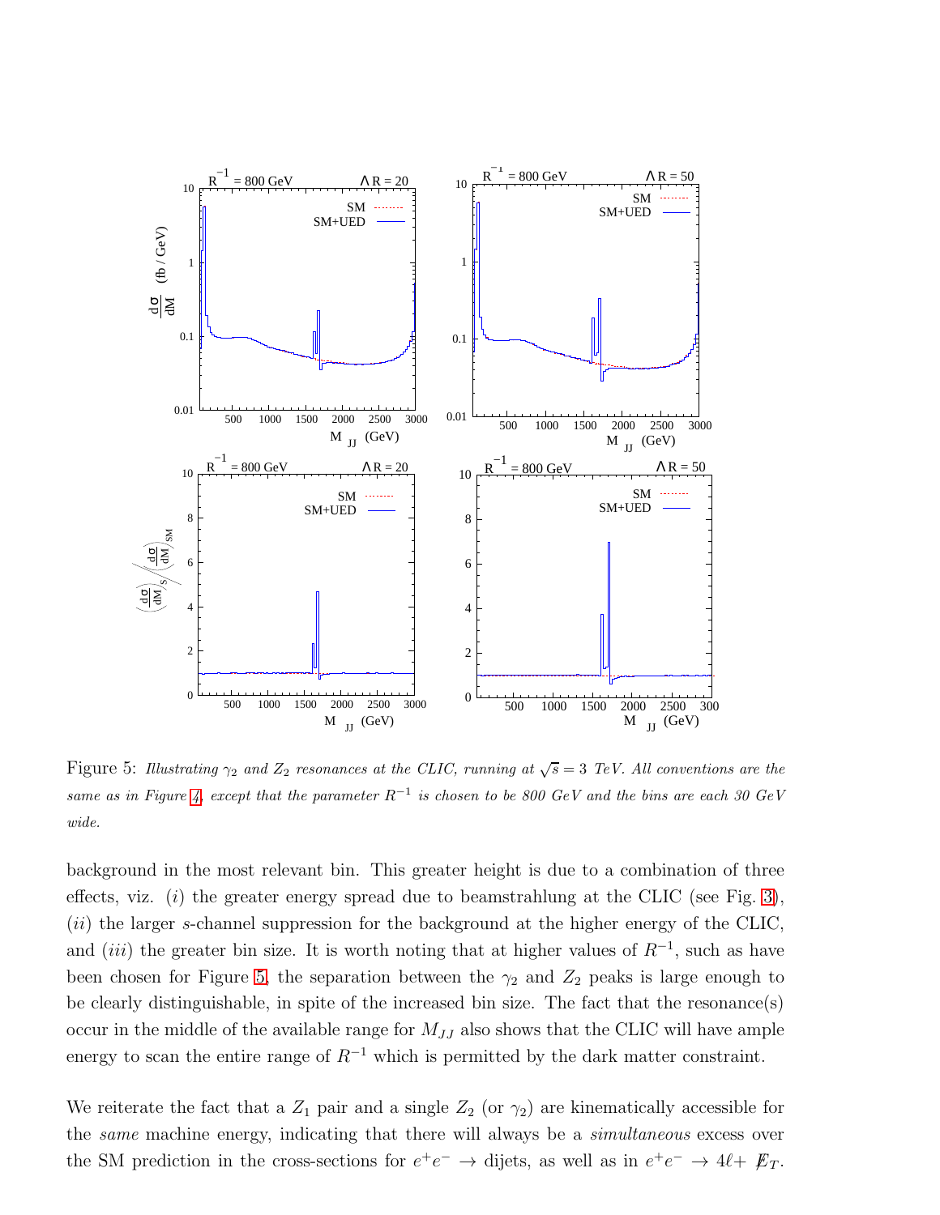Figure 5: *Illustrating $\gamma_2$ and $Z_2$ resonances at the CLIC, running at $\sqrt{s} = 3$ TeV. All conventions are the same as in Figure 4, except that the parameter $R^{-1}$ is chosen to be 800 GeV and the bins are each 30 GeV wide.*

background in the most relevant bin. This greater height is due to a combination of three effects, viz. ($i$) the greater energy spread due to beamstrahlung at the CLIC (see Fig. 3), ($ii$) the larger $s$-channel suppression for the background at the higher energy of the CLIC, and ($iii$) the greater bin size. It is worth noting that at higher values of $R^{-1}$, such as have been chosen for Figure 5, the separation between the $\gamma_2$ and $Z_2$ peaks is large enough to be clearly distinguishable, in spite of the increased bin size. The fact that the resonance(s) occur in the middle of the available range for $M_{JJ}$ also shows that the CLIC will have ample energy to scan the entire range of $R^{-1}$ which is permitted by the dark matter constraint.

We reiterate the fact that a $Z_1$ pair and a single $Z_2$ (or $\gamma_2$) are kinematically accessible for the *same* machine energy, indicating that there will always be a *simultaneous* excess over the SM prediction in the cross-sections for $e^+e^- \to$ dijets, as well as in $e^+e^- \to 4\ell + \not{E}_T$.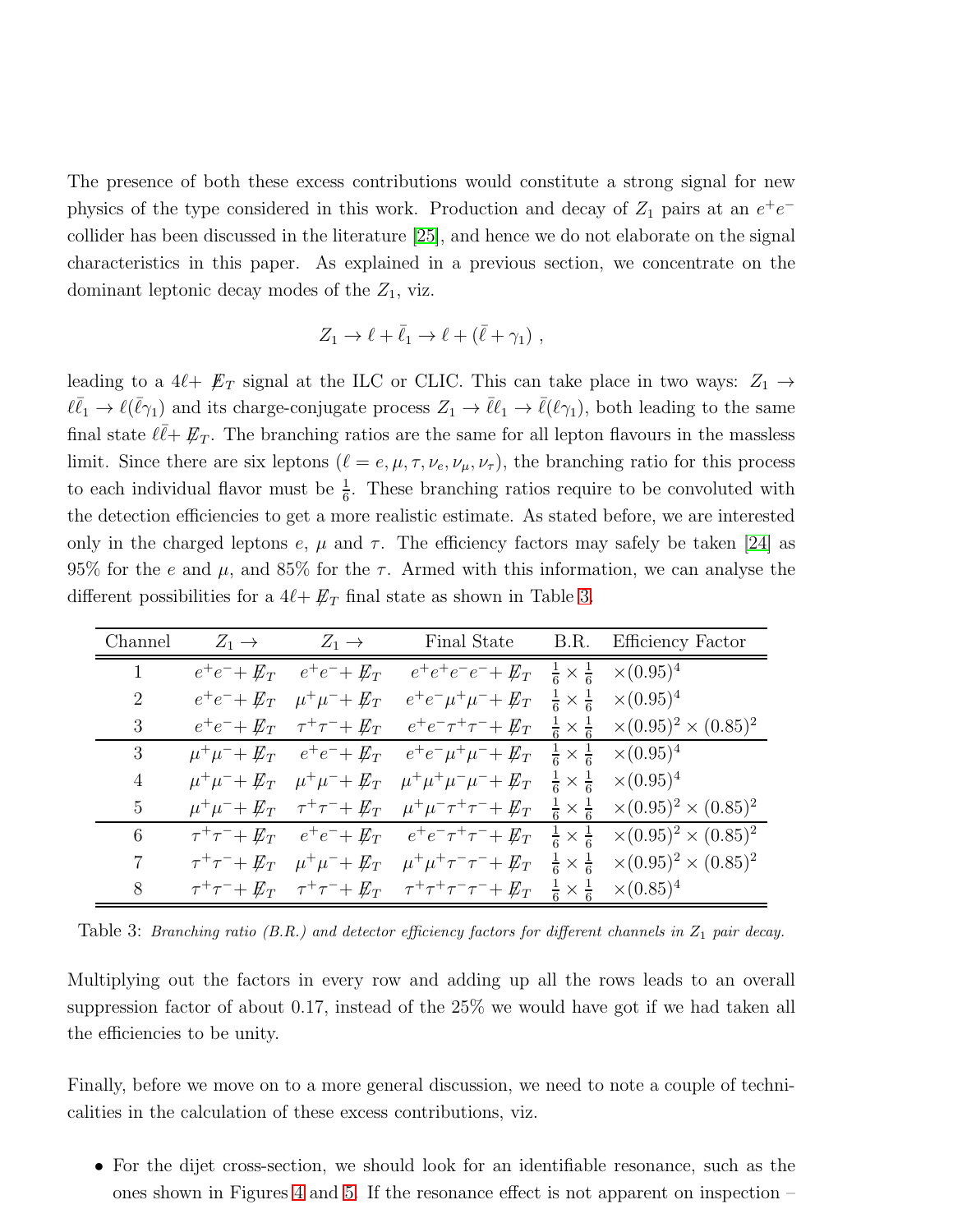The presence of both these excess contributions would constitute a strong signal for new physics of the type considered in this work. Production and decay of $Z_1$ pairs at an $e^+e^-$ collider has been discussed in the literature [25], and hence we do not elaborate on the signal characteristics in this paper. As explained in a previous section, we concentrate on the dominant leptonic decay modes of the $Z_1$, viz.

$$Z_1 \to \ell + \bar{\ell}_1 \to \ell + (\bar{\ell} + \gamma_1) \; ,$$

leading to a $4\ell + \not{E}_T$ signal at the ILC or CLIC. This can take place in two ways: $Z_1 \to \ell\bar{\ell}_1 \to \ell(\bar{\ell}\gamma_1)$ and its charge-conjugate process $Z_1 \to \bar{\ell}\ell_1 \to \bar{\ell}(\ell\gamma_1)$, both leading to the same final state $\ell\bar{\ell} + \not{E}_T$. The branching ratios are the same for all lepton flavours in the massless limit. Since there are six leptons ($\ell = e, \mu, \tau, \nu_e, \nu_\mu, \nu_\tau$), the branching ratio for this process to each individual flavor must be $\frac{1}{6}$. These branching ratios require to be convoluted with the detection efficiencies to get a more realistic estimate. As stated before, we are interested only in the charged leptons $e$, $\mu$ and $\tau$. The efficiency factors may safely be taken [24] as 95% for the $e$ and $\mu$, and 85% for the $\tau$. Armed with this information, we can analyse the different possibilities for a $4\ell + \not{E}_T$ final state as shown in Table 3.

| Channel | $Z_1 \to$ | $Z_1 \to$ | Final State | B.R. | Efficiency Factor |
|---|---|---|---|---|---|
| 1 | $e^+e^- + \not{E}_T$ | $e^+e^- + \not{E}_T$ | $e^+e^+e^-e^- + \not{E}_T$ | $\frac{1}{6} \times \frac{1}{6}$ | $\times(0.95)^4$ |
| 2 | $e^+e^- + \not{E}_T$ | $\mu^+\mu^- + \not{E}_T$ | $e^+e^-\mu^+\mu^- + \not{E}_T$ | $\frac{1}{6} \times \frac{1}{6}$ | $\times(0.95)^4$ |
| 3 | $e^+e^- + \not{E}_T$ | $\tau^+\tau^- + \not{E}_T$ | $e^+e^-\tau^+\tau^- + \not{E}_T$ | $\frac{1}{6} \times \frac{1}{6}$ | $\times(0.95)^2 \times (0.85)^2$ |
| 3 | $\mu^+\mu^- + \not{E}_T$ | $e^+e^- + \not{E}_T$ | $e^+e^-\mu^+\mu^- + \not{E}_T$ | $\frac{1}{6} \times \frac{1}{6}$ | $\times(0.95)^4$ |
| 4 | $\mu^+\mu^- + \not{E}_T$ | $\mu^+\mu^- + \not{E}_T$ | $\mu^+\mu^+\mu^-\mu^- + \not{E}_T$ | $\frac{1}{6} \times \frac{1}{6}$ | $\times(0.95)^4$ |
| 5 | $\mu^+\mu^- + \not{E}_T$ | $\tau^+\tau^- + \not{E}_T$ | $\mu^+\mu^-\tau^+\tau^- + \not{E}_T$ | $\frac{1}{6} \times \frac{1}{6}$ | $\times(0.95)^2 \times (0.85)^2$ |
| 6 | $\tau^+\tau^- + \not{E}_T$ | $e^+e^- + \not{E}_T$ | $e^+e^-\tau^+\tau^- + \not{E}_T$ | $\frac{1}{6} \times \frac{1}{6}$ | $\times(0.95)^2 \times (0.85)^2$ |
| 7 | $\tau^+\tau^- + \not{E}_T$ | $\mu^+\mu^- + \not{E}_T$ | $\mu^+\mu^+\tau^-\tau^- + \not{E}_T$ | $\frac{1}{6} \times \frac{1}{6}$ | $\times(0.95)^2 \times (0.85)^2$ |
| 8 | $\tau^+\tau^- + \not{E}_T$ | $\tau^+\tau^- + \not{E}_T$ | $\tau^+\tau^+\tau^-\tau^- + \not{E}_T$ | $\frac{1}{6} \times \frac{1}{6}$ | $\times(0.85)^4$ |

Table 3: *Branching ratio (B.R.) and detector efficiency factors for different channels in $Z_1$ pair decay.*

Multiplying out the factors in every row and adding up all the rows leads to an overall suppression factor of about 0.17, instead of the 25% we would have got if we had taken all the efficiencies to be unity.

Finally, before we move on to a more general discussion, we need to note a couple of technicalities in the calculation of these excess contributions, viz.

- For the dijet cross-section, we should look for an identifiable resonance, such as the ones shown in Figures 4 and 5. If the resonance effect is not apparent on inspection –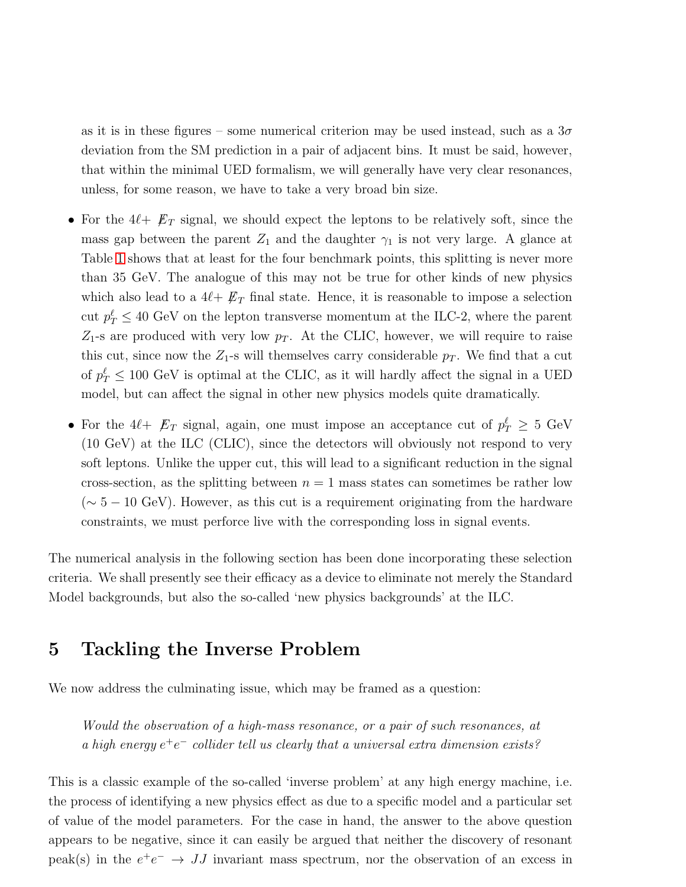as it is in these figures – some numerical criterion may be used instead, such as a $3\sigma$ deviation from the SM prediction in a pair of adjacent bins. It must be said, however, that within the minimal UED formalism, we will generally have very clear resonances, unless, for some reason, we have to take a very broad bin size.

- For the $4\ell + \not\!\!E_T$ signal, we should expect the leptons to be relatively soft, since the mass gap between the parent $Z_1$ and the daughter $\gamma_1$ is not very large. A glance at Table 1 shows that at least for the four benchmark points, this splitting is never more than 35 GeV. The analogue of this may not be true for other kinds of new physics which also lead to a $4\ell + \not\!\!E_T$ final state. Hence, it is reasonable to impose a selection cut $p_T^\ell \leq 40$ GeV on the lepton transverse momentum at the ILC-2, where the parent $Z_1$-s are produced with very low $p_T$. At the CLIC, however, we will require to raise this cut, since now the $Z_1$-s will themselves carry considerable $p_T$. We find that a cut of $p_T^\ell \leq 100$ GeV is optimal at the CLIC, as it will hardly affect the signal in a UED model, but can affect the signal in other new physics models quite dramatically.

- For the $4\ell + \not\!\!E_T$ signal, again, one must impose an acceptance cut of $p_T^\ell \geq 5$ GeV (10 GeV) at the ILC (CLIC), since the detectors will obviously not respond to very soft leptons. Unlike the upper cut, this will lead to a significant reduction in the signal cross-section, as the splitting between $n = 1$ mass states can sometimes be rather low ($\sim 5 - 10$ GeV). However, as this cut is a requirement originating from the hardware constraints, we must perforce live with the corresponding loss in signal events.

The numerical analysis in the following section has been done incorporating these selection criteria. We shall presently see their efficacy as a device to eliminate not merely the Standard Model backgrounds, but also the so-called 'new physics backgrounds' at the ILC.

# 5 Tackling the Inverse Problem

We now address the culminating issue, which may be framed as a question:

> *Would the observation of a high-mass resonance, or a pair of such resonances, at a high energy $e^+e^-$ collider tell us clearly that a universal extra dimension exists?*

This is a classic example of the so-called 'inverse problem' at any high energy machine, i.e. the process of identifying a new physics effect as due to a specific model and a particular set of value of the model parameters. For the case in hand, the answer to the above question appears to be negative, since it can easily be argued that neither the discovery of resonant peak(s) in the $e^+e^- \rightarrow JJ$ invariant mass spectrum, nor the observation of an excess in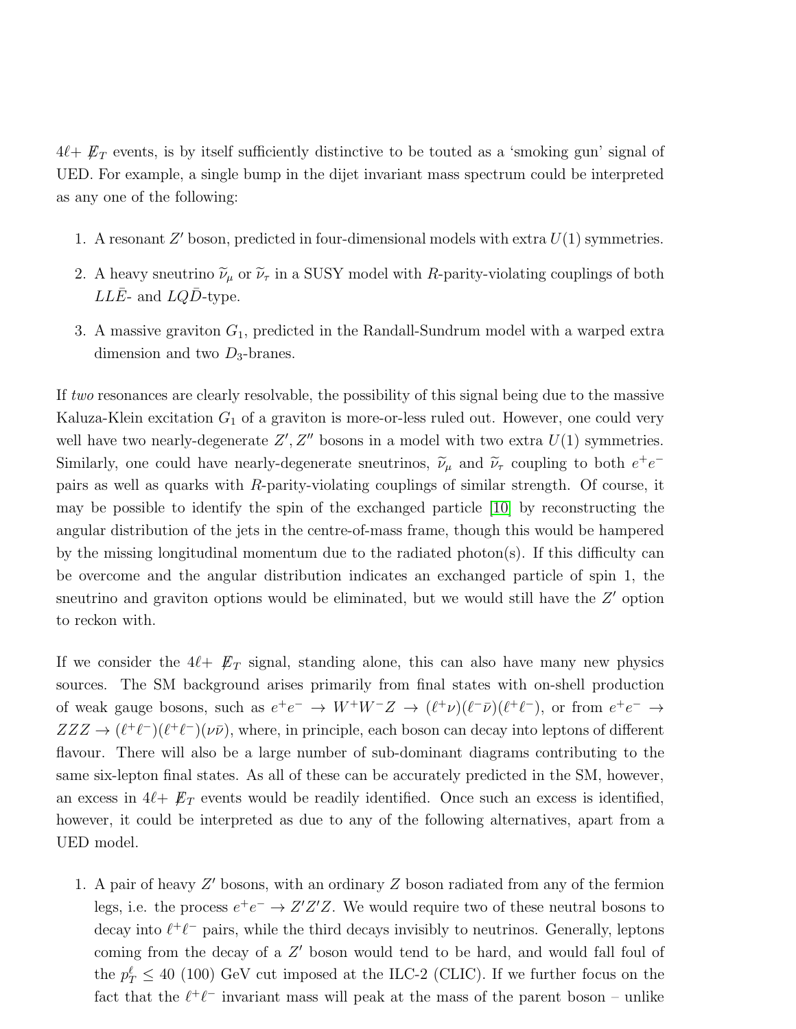$4\ell + \not{E}_T$ events, is by itself sufficiently distinctive to be touted as a 'smoking gun' signal of UED. For example, a single bump in the dijet invariant mass spectrum could be interpreted as any one of the following:

1. A resonant $Z'$ boson, predicted in four-dimensional models with extra $U(1)$ symmetries.
2. A heavy sneutrino $\widetilde{\nu}_\mu$ or $\widetilde{\nu}_\tau$ in a SUSY model with $R$-parity-violating couplings of both $LL\bar{E}$- and $LQ\bar{D}$-type.
3. A massive graviton $G_1$, predicted in the Randall-Sundrum model with a warped extra dimension and two $D_3$-branes.

If *two* resonances are clearly resolvable, the possibility of this signal being due to the massive Kaluza-Klein excitation $G_1$ of a graviton is more-or-less ruled out. However, one could very well have two nearly-degenerate $Z', Z''$ bosons in a model with two extra $U(1)$ symmetries. Similarly, one could have nearly-degenerate sneutrinos, $\widetilde{\nu}_\mu$ and $\widetilde{\nu}_\tau$ coupling to both $e^+e^-$ pairs as well as quarks with $R$-parity-violating couplings of similar strength. Of course, it may be possible to identify the spin of the exchanged particle [10] by reconstructing the angular distribution of the jets in the centre-of-mass frame, though this would be hampered by the missing longitudinal momentum due to the radiated photon(s). If this difficulty can be overcome and the angular distribution indicates an exchanged particle of spin 1, the sneutrino and graviton options would be eliminated, but we would still have the $Z'$ option to reckon with.

If we consider the $4\ell + \not{E}_T$ signal, standing alone, this can also have many new physics sources. The SM background arises primarily from final states with on-shell production of weak gauge bosons, such as $e^+e^- \to W^+W^-Z \to (\ell^+\nu)(\ell^-\bar{\nu})(\ell^+\ell^-)$, or from $e^+e^- \to ZZZ \to (\ell^+\ell^-)(\ell^+\ell^-)(\nu\bar{\nu})$, where, in principle, each boson can decay into leptons of different flavour. There will also be a large number of sub-dominant diagrams contributing to the same six-lepton final states. As all of these can be accurately predicted in the SM, however, an excess in $4\ell + \not{E}_T$ events would be readily identified. Once such an excess is identified, however, it could be interpreted as due to any of the following alternatives, apart from a UED model.

1. A pair of heavy $Z'$ bosons, with an ordinary $Z$ boson radiated from any of the fermion legs, i.e. the process $e^+e^- \to Z'Z'Z$. We would require two of these neutral bosons to decay into $\ell^+\ell^-$ pairs, while the third decays invisibly to neutrinos. Generally, leptons coming from the decay of a $Z'$ boson would tend to be hard, and would fall foul of the $p_T^\ell \leq 40$ (100) GeV cut imposed at the ILC-2 (CLIC). If we further focus on the fact that the $\ell^+\ell^-$ invariant mass will peak at the mass of the parent boson – unlike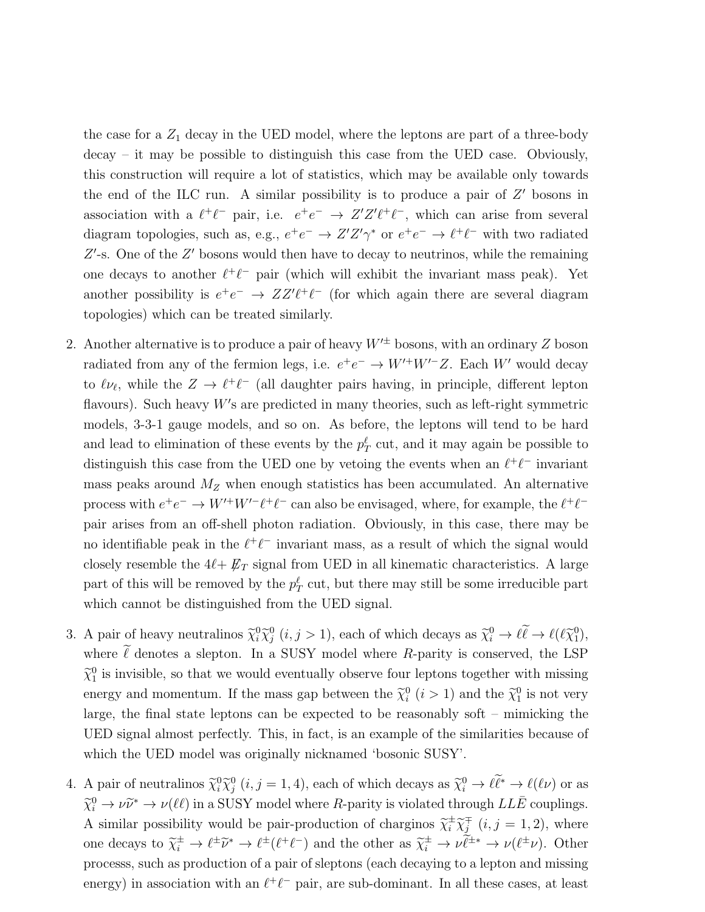the case for a $Z_1$ decay in the UED model, where the leptons are part of a three-body decay – it may be possible to distinguish this case from the UED case. Obviously, this construction will require a lot of statistics, which may be available only towards the end of the ILC run. A similar possibility is to produce a pair of $Z'$ bosons in association with a $\ell^+\ell^-$ pair, i.e. $e^+e^- \to Z'Z'\ell^+\ell^-$, which can arise from several diagram topologies, such as, e.g., $e^+e^- \to Z'Z'\gamma^*$ or $e^+e^- \to \ell^+\ell^-$ with two radiated $Z'$-s. One of the $Z'$ bosons would then have to decay to neutrinos, while the remaining one decays to another $\ell^+\ell^-$ pair (which will exhibit the invariant mass peak). Yet another possibility is $e^+e^- \to ZZ'\ell^+\ell^-$ (for which again there are several diagram topologies) which can be treated similarly.

2. Another alternative is to produce a pair of heavy $W'^{\pm}$ bosons, with an ordinary $Z$ boson radiated from any of the fermion legs, i.e. $e^+e^- \to W'^+W'^-Z$. Each $W'$ would decay to $\ell\nu_\ell$, while the $Z \to \ell^+\ell^-$ (all daughter pairs having, in principle, different lepton flavours). Such heavy $W'$s are predicted in many theories, such as left-right symmetric models, 3-3-1 gauge models, and so on. As before, the leptons will tend to be hard and lead to elimination of these events by the $p_T^\ell$ cut, and it may again be possible to distinguish this case from the UED one by vetoing the events when an $\ell^+\ell^-$ invariant mass peaks around $M_Z$ when enough statistics has been accumulated. An alternative process with $e^+e^- \to W'^+W'^-\ell^+\ell^-$ can also be envisaged, where, for example, the $\ell^+\ell^-$ pair arises from an off-shell photon radiation. Obviously, in this case, there may be no identifiable peak in the $\ell^+\ell^-$ invariant mass, as a result of which the signal would closely resemble the $4\ell + \not{E}_T$ signal from UED in all kinematic characteristics. A large part of this will be removed by the $p_T^\ell$ cut, but there may still be some irreducible part which cannot be distinguished from the UED signal.

3. A pair of heavy neutralinos $\widetilde{\chi}_i^0\widetilde{\chi}_j^0$ $(i,j > 1)$, each of which decays as $\widetilde{\chi}_i^0 \to \ell\widetilde{\ell} \to \ell(\ell\widetilde{\chi}_1^0)$, where $\widetilde{\ell}$ denotes a slepton. In a SUSY model where $R$-parity is conserved, the LSP $\widetilde{\chi}_1^0$ is invisible, so that we would eventually observe four leptons together with missing energy and momentum. If the mass gap between the $\widetilde{\chi}_i^0$ $(i > 1)$ and the $\widetilde{\chi}_1^0$ is not very large, the final state leptons can be expected to be reasonably soft – mimicking the UED signal almost perfectly. This, in fact, is an example of the similarities because of which the UED model was originally nicknamed 'bosonic SUSY'.

4. A pair of neutralinos $\widetilde{\chi}_i^0\widetilde{\chi}_j^0$ $(i,j = 1,4)$, each of which decays as $\widetilde{\chi}_i^0 \to \ell\widetilde{\ell}^* \to \ell(\ell\nu)$ or as $\widetilde{\chi}_i^0 \to \nu\widetilde{\nu}^* \to \nu(\ell\ell)$ in a SUSY model where $R$-parity is violated through $LL\bar{E}$ couplings. A similar possibility would be pair-production of charginos $\widetilde{\chi}_i^\pm\widetilde{\chi}_j^\mp$ $(i,j = 1,2)$, where one decays to $\widetilde{\chi}_i^\pm \to \ell^\pm\widetilde{\nu}^* \to \ell^\pm(\ell^+\ell^-)$ and the other as $\widetilde{\chi}_i^\pm \to \nu\widetilde{\ell}^{\pm *} \to \nu(\ell^\pm\nu)$. Other processs, such as production of a pair of sleptons (each decaying to a lepton and missing energy) in association with an $\ell^+\ell^-$ pair, are sub-dominant. In all these cases, at least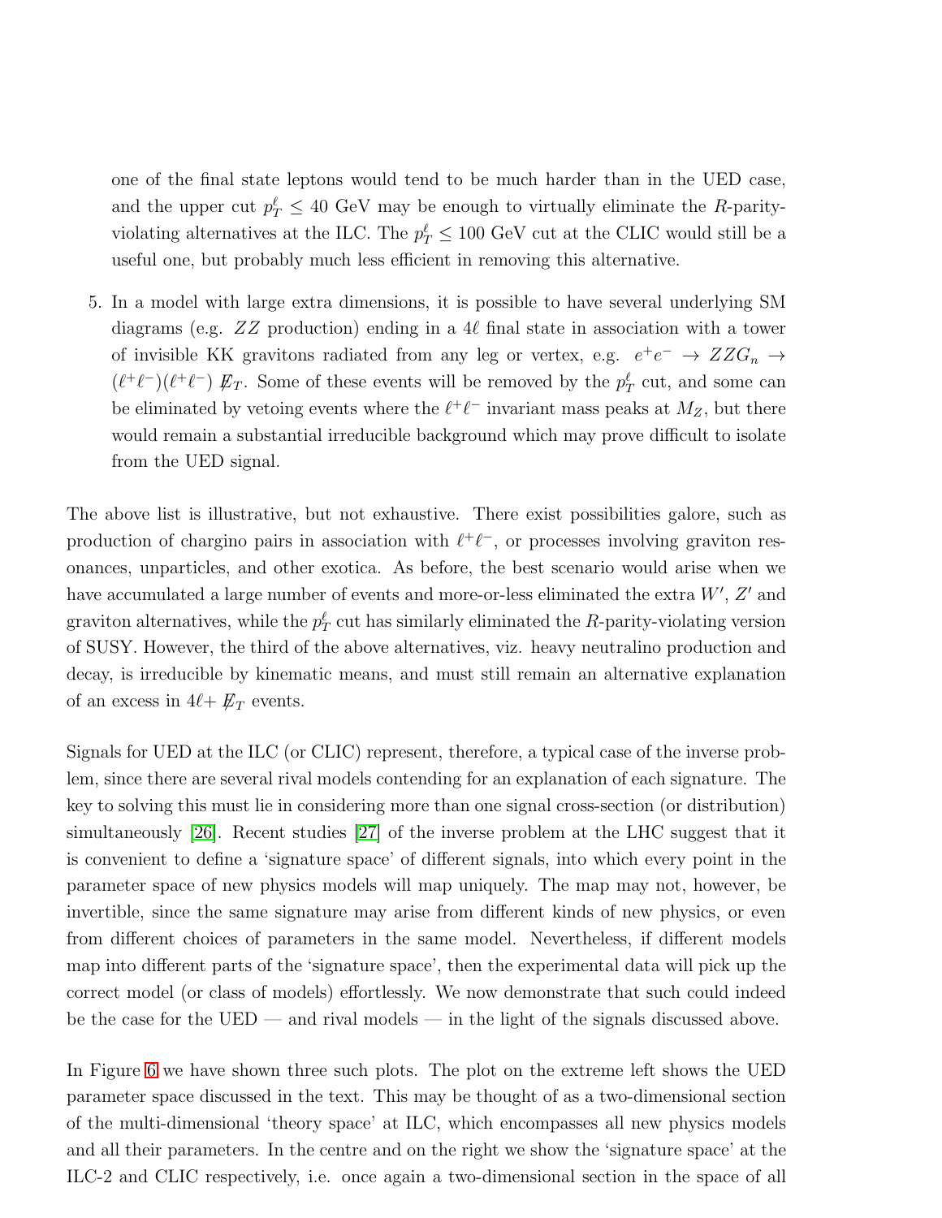one of the final state leptons would tend to be much harder than in the UED case, and the upper cut $p_T^\ell \leq 40$ GeV may be enough to virtually eliminate the $R$-parity-violating alternatives at the ILC. The $p_T^\ell \leq 100$ GeV cut at the CLIC would still be a useful one, but probably much less efficient in removing this alternative.

5. In a model with large extra dimensions, it is possible to have several underlying SM diagrams (e.g. $ZZ$ production) ending in a $4\ell$ final state in association with a tower of invisible KK gravitons radiated from any leg or vertex, e.g. $e^+e^- \to ZZG_n \to (\ell^+\ell^-)(\ell^+\ell^-) \not{E}_T$. Some of these events will be removed by the $p_T^\ell$ cut, and some can be eliminated by vetoing events where the $\ell^+\ell^-$ invariant mass peaks at $M_Z$, but there would remain a substantial irreducible background which may prove difficult to isolate from the UED signal.

The above list is illustrative, but not exhaustive. There exist possibilities galore, such as production of chargino pairs in association with $\ell^+\ell^-$, or processes involving graviton resonances, unparticles, and other exotica. As before, the best scenario would arise when we have accumulated a large number of events and more-or-less eliminated the extra $W'$, $Z'$ and graviton alternatives, while the $p_T^\ell$ cut has similarly eliminated the $R$-parity-violating version of SUSY. However, the third of the above alternatives, viz. heavy neutralino production and decay, is irreducible by kinematic means, and must still remain an alternative explanation of an excess in $4\ell + \not{E}_T$ events.

Signals for UED at the ILC (or CLIC) represent, therefore, a typical case of the inverse problem, since there are several rival models contending for an explanation of each signature. The key to solving this must lie in considering more than one signal cross-section (or distribution) simultaneously [26]. Recent studies [27] of the inverse problem at the LHC suggest that it is convenient to define a 'signature space' of different signals, into which every point in the parameter space of new physics models will map uniquely. The map may not, however, be invertible, since the same signature may arise from different kinds of new physics, or even from different choices of parameters in the same model. Nevertheless, if different models map into different parts of the 'signature space', then the experimental data will pick up the correct model (or class of models) effortlessly. We now demonstrate that such could indeed be the case for the UED — and rival models — in the light of the signals discussed above.

In Figure 6 we have shown three such plots. The plot on the extreme left shows the UED parameter space discussed in the text. This may be thought of as a two-dimensional section of the multi-dimensional 'theory space' at ILC, which encompasses all new physics models and all their parameters. In the centre and on the right we show the 'signature space' at the ILC-2 and CLIC respectively, i.e. once again a two-dimensional section in the space of all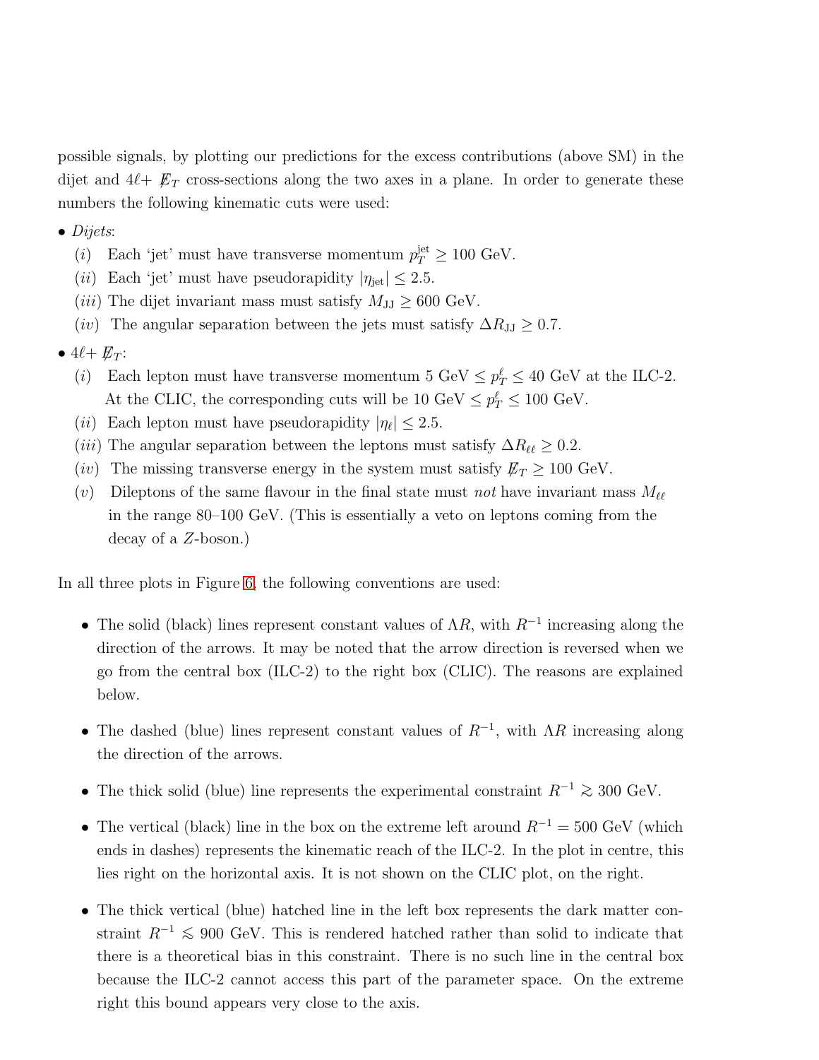possible signals, by plotting our predictions for the excess contributions (above SM) in the dijet and $4\ell + \not{E}_T$ cross-sections along the two axes in a plane. In order to generate these numbers the following kinematic cuts were used:

- *Dijets*:
  - $(i)$ Each 'jet' must have transverse momentum $p_T^{\rm jet} \geq 100$ GeV.
  - $(ii)$ Each 'jet' must have pseudorapidity $|\eta_{\rm jet}| \leq 2.5$.
  - $(iii)$ The dijet invariant mass must satisfy $M_{\rm JJ} \geq 600$ GeV.
  - $(iv)$ The angular separation between the jets must satisfy $\Delta R_{\rm JJ} \geq 0.7$.
- $4\ell + \not{E}_T$:
  - $(i)$ Each lepton must have transverse momentum 5 GeV $\leq p_T^\ell \leq 40$ GeV at the ILC-2. At the CLIC, the corresponding cuts will be 10 GeV $\leq p_T^\ell \leq 100$ GeV.
  - $(ii)$ Each lepton must have pseudorapidity $|\eta_\ell| \leq 2.5$.
  - $(iii)$ The angular separation between the leptons must satisfy $\Delta R_{\ell\ell} \geq 0.2$.
  - $(iv)$ The missing transverse energy in the system must satisfy $\not{E}_T \geq 100$ GeV.
  - $(v)$ Dileptons of the same flavour in the final state must *not* have invariant mass $M_{\ell\ell}$ in the range 80–100 GeV. (This is essentially a veto on leptons coming from the decay of a $Z$-boson.)

In all three plots in Figure 6, the following conventions are used:

- The solid (black) lines represent constant values of $\Lambda R$, with $R^{-1}$ increasing along the direction of the arrows. It may be noted that the arrow direction is reversed when we go from the central box (ILC-2) to the right box (CLIC). The reasons are explained below.
- The dashed (blue) lines represent constant values of $R^{-1}$, with $\Lambda R$ increasing along the direction of the arrows.
- The thick solid (blue) line represents the experimental constraint $R^{-1} \gtrsim 300$ GeV.
- The vertical (black) line in the box on the extreme left around $R^{-1} = 500$ GeV (which ends in dashes) represents the kinematic reach of the ILC-2. In the plot in centre, this lies right on the horizontal axis. It is not shown on the CLIC plot, on the right.
- The thick vertical (blue) hatched line in the left box represents the dark matter constraint $R^{-1} \lesssim 900$ GeV. This is rendered hatched rather than solid to indicate that there is a theoretical bias in this constraint. There is no such line in the central box because the ILC-2 cannot access this part of the parameter space. On the extreme right this bound appears very close to the axis.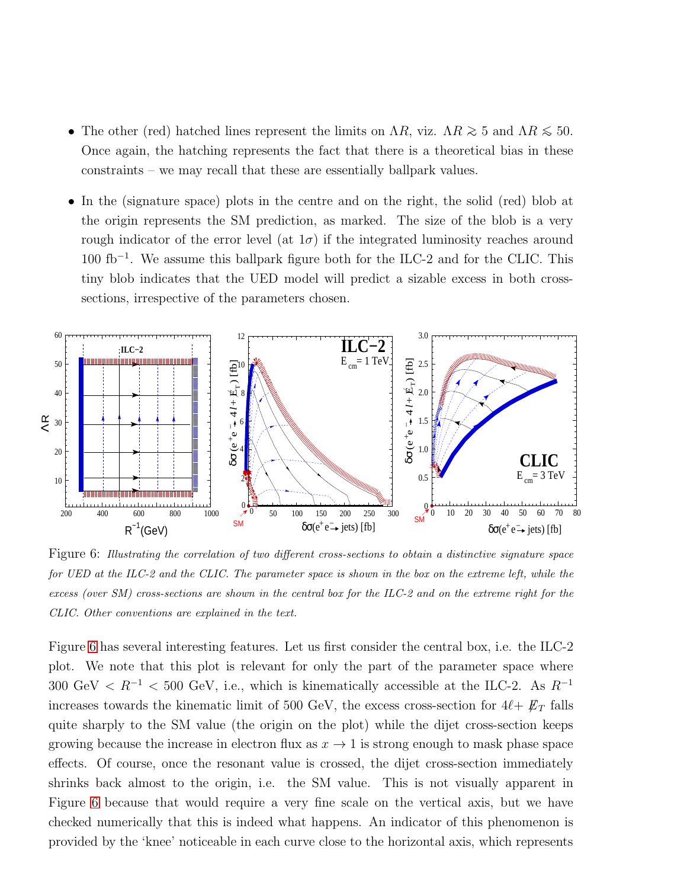- The other (red) hatched lines represent the limits on $\Lambda R$, viz. $\Lambda R \gtrsim 5$ and $\Lambda R \lesssim 50$. Once again, the hatching represents the fact that there is a theoretical bias in these constraints – we may recall that these are essentially ballpark values.

- In the (signature space) plots in the centre and on the right, the solid (red) blob at the origin represents the SM prediction, as marked. The size of the blob is a very rough indicator of the error level (at $1\sigma$) if the integrated luminosity reaches around 100 fb$^{-1}$. We assume this ballpark figure both for the ILC-2 and for the CLIC. This tiny blob indicates that the UED model will predict a sizable excess in both cross-sections, irrespective of the parameters chosen.

Figure 6: *Illustrating the correlation of two different cross-sections to obtain a distinctive signature space for UED at the ILC-2 and the CLIC. The parameter space is shown in the box on the extreme left, while the excess (over SM) cross-sections are shown in the central box for the ILC-2 and on the extreme right for the CLIC. Other conventions are explained in the text.*

Figure 6 has several interesting features. Let us first consider the central box, i.e. the ILC-2 plot. We note that this plot is relevant for only the part of the parameter space where 300 GeV $< R^{-1} <$ 500 GeV, i.e., which is kinematically accessible at the ILC-2. As $R^{-1}$ increases towards the kinematic limit of 500 GeV, the excess cross-section for $4\ell + \not{E}_T$ falls quite sharply to the SM value (the origin on the plot) while the dijet cross-section keeps growing because the increase in electron flux as $x \to 1$ is strong enough to mask phase space effects. Of course, once the resonant value is crossed, the dijet cross-section immediately shrinks back almost to the origin, i.e. the SM value. This is not visually apparent in Figure 6 because that would require a very fine scale on the vertical axis, but we have checked numerically that this is indeed what happens. An indicator of this phenomenon is provided by the 'knee' noticeable in each curve close to the horizontal axis, which represents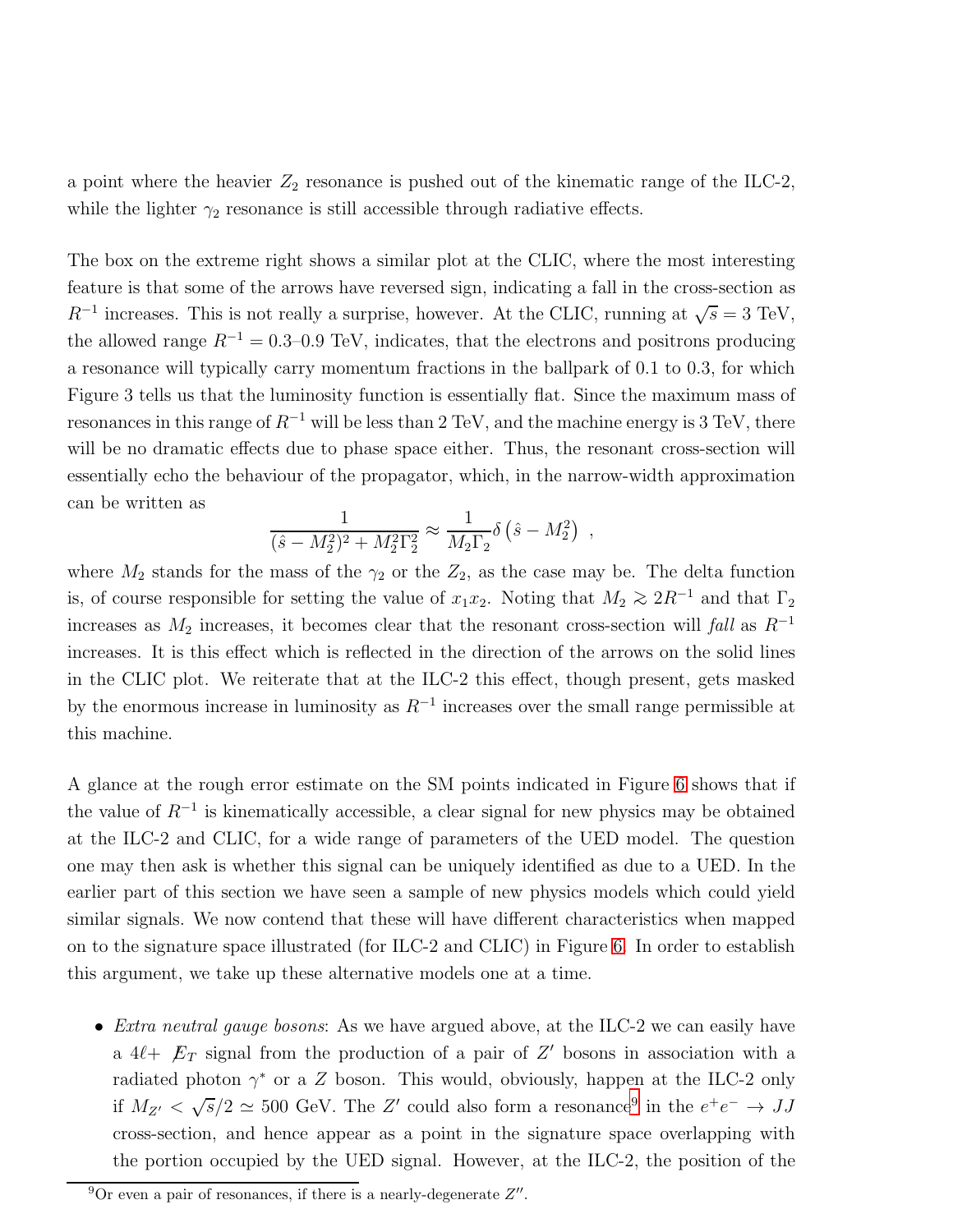a point where the heavier $Z_2$ resonance is pushed out of the kinematic range of the ILC-2, while the lighter $\gamma_2$ resonance is still accessible through radiative effects.

The box on the extreme right shows a similar plot at the CLIC, where the most interesting feature is that some of the arrows have reversed sign, indicating a fall in the cross-section as $R^{-1}$ increases. This is not really a surprise, however. At the CLIC, running at $\sqrt{s} = 3$ TeV, the allowed range $R^{-1} = 0.3$–$0.9$ TeV, indicates, that the electrons and positrons producing a resonance will typically carry momentum fractions in the ballpark of 0.1 to 0.3, for which Figure 3 tells us that the luminosity function is essentially flat. Since the maximum mass of resonances in this range of $R^{-1}$ will be less than 2 TeV, and the machine energy is 3 TeV, there will be no dramatic effects due to phase space either. Thus, the resonant cross-section will essentially echo the behaviour of the propagator, which, in the narrow-width approximation can be written as

$$\frac{1}{(\hat{s} - M_2^2)^2 + M_2^2\Gamma_2^2} \approx \frac{1}{M_2\Gamma_2}\delta\left(\hat{s} - M_2^2\right) \ ,$$

where $M_2$ stands for the mass of the $\gamma_2$ or the $Z_2$, as the case may be. The delta function is, of course responsible for setting the value of $x_1 x_2$. Noting that $M_2 \gtrsim 2R^{-1}$ and that $\Gamma_2$ increases as $M_2$ increases, it becomes clear that the resonant cross-section will *fall* as $R^{-1}$ increases. It is this effect which is reflected in the direction of the arrows on the solid lines in the CLIC plot. We reiterate that at the ILC-2 this effect, though present, gets masked by the enormous increase in luminosity as $R^{-1}$ increases over the small range permissible at this machine.

A glance at the rough error estimate on the SM points indicated in Figure 6 shows that if the value of $R^{-1}$ is kinematically accessible, a clear signal for new physics may be obtained at the ILC-2 and CLIC, for a wide range of parameters of the UED model. The question one may then ask is whether this signal can be uniquely identified as due to a UED. In the earlier part of this section we have seen a sample of new physics models which could yield similar signals. We now contend that these will have different characteristics when mapped on to the signature space illustrated (for ILC-2 and CLIC) in Figure 6. In order to establish this argument, we take up these alternative models one at a time.

- *Extra neutral gauge bosons*: As we have argued above, at the ILC-2 we can easily have a $4\ell + \not{E}_T$ signal from the production of a pair of $Z'$ bosons in association with a radiated photon $\gamma^*$ or a $Z$ boson. This would, obviously, happen at the ILC-2 only if $M_{Z'} < \sqrt{s}/2 \simeq 500$ GeV. The $Z'$ could also form a resonance[9] in the $e^+e^- \to JJ$ cross-section, and hence appear as a point in the signature space overlapping with the portion occupied by the UED signal. However, at the ILC-2, the position of the

[9] Or even a pair of resonances, if there is a nearly-degenerate $Z''$.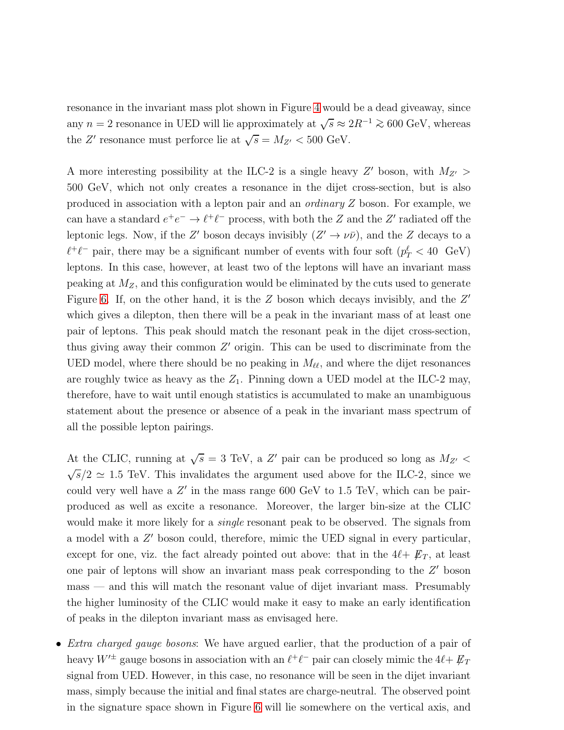resonance in the invariant mass plot shown in Figure 4 would be a dead giveaway, since any $n = 2$ resonance in UED will lie approximately at $\sqrt{s} \approx 2R^{-1} \gtrsim 600$ GeV, whereas the $Z'$ resonance must perforce lie at $\sqrt{s} = M_{Z'} < 500$ GeV.

A more interesting possibility at the ILC-2 is a single heavy $Z'$ boson, with $M_{Z'} > 500$ GeV, which not only creates a resonance in the dijet cross-section, but is also produced in association with a lepton pair and an *ordinary* $Z$ boson. For example, we can have a standard $e^+e^- \to \ell^+\ell^-$ process, with both the $Z$ and the $Z'$ radiated off the leptonic legs. Now, if the $Z'$ boson decays invisibly ($Z' \to \nu\bar{\nu}$), and the $Z$ decays to a $\ell^+\ell^-$ pair, there may be a significant number of events with four soft ($p_T^\ell < 40$ GeV) leptons. In this case, however, at least two of the leptons will have an invariant mass peaking at $M_Z$, and this configuration would be eliminated by the cuts used to generate Figure 6. If, on the other hand, it is the $Z$ boson which decays invisibly, and the $Z'$ which gives a dilepton, then there will be a peak in the invariant mass of at least one pair of leptons. This peak should match the resonant peak in the dijet cross-section, thus giving away their common $Z'$ origin. This can be used to discriminate from the UED model, where there should be no peaking in $M_{\ell\ell}$, and where the dijet resonances are roughly twice as heavy as the $Z_1$. Pinning down a UED model at the ILC-2 may, therefore, have to wait until enough statistics is accumulated to make an unambiguous statement about the presence or absence of a peak in the invariant mass spectrum of all the possible lepton pairings.

At the CLIC, running at $\sqrt{s} = 3$ TeV, a $Z'$ pair can be produced so long as $M_{Z'} < \sqrt{s}/2 \simeq 1.5$ TeV. This invalidates the argument used above for the ILC-2, since we could very well have a $Z'$ in the mass range 600 GeV to 1.5 TeV, which can be pair-produced as well as excite a resonance. Moreover, the larger bin-size at the CLIC would make it more likely for a *single* resonant peak to be observed. The signals from a model with a $Z'$ boson could, therefore, mimic the UED signal in every particular, except for one, viz. the fact already pointed out above: that in the $4\ell + \not{E}_T$, at least one pair of leptons will show an invariant mass peak corresponding to the $Z'$ boson mass — and this will match the resonant value of dijet invariant mass. Presumably the higher luminosity of the CLIC would make it easy to make an early identification of peaks in the dilepton invariant mass as envisaged here.

- *Extra charged gauge bosons*: We have argued earlier, that the production of a pair of heavy $W'^{\pm}$ gauge bosons in association with an $\ell^+\ell^-$ pair can closely mimic the $4\ell + \not{E}_T$ signal from UED. However, in this case, no resonance will be seen in the dijet invariant mass, simply because the initial and final states are charge-neutral. The observed point in the signature space shown in Figure 6 will lie somewhere on the vertical axis, and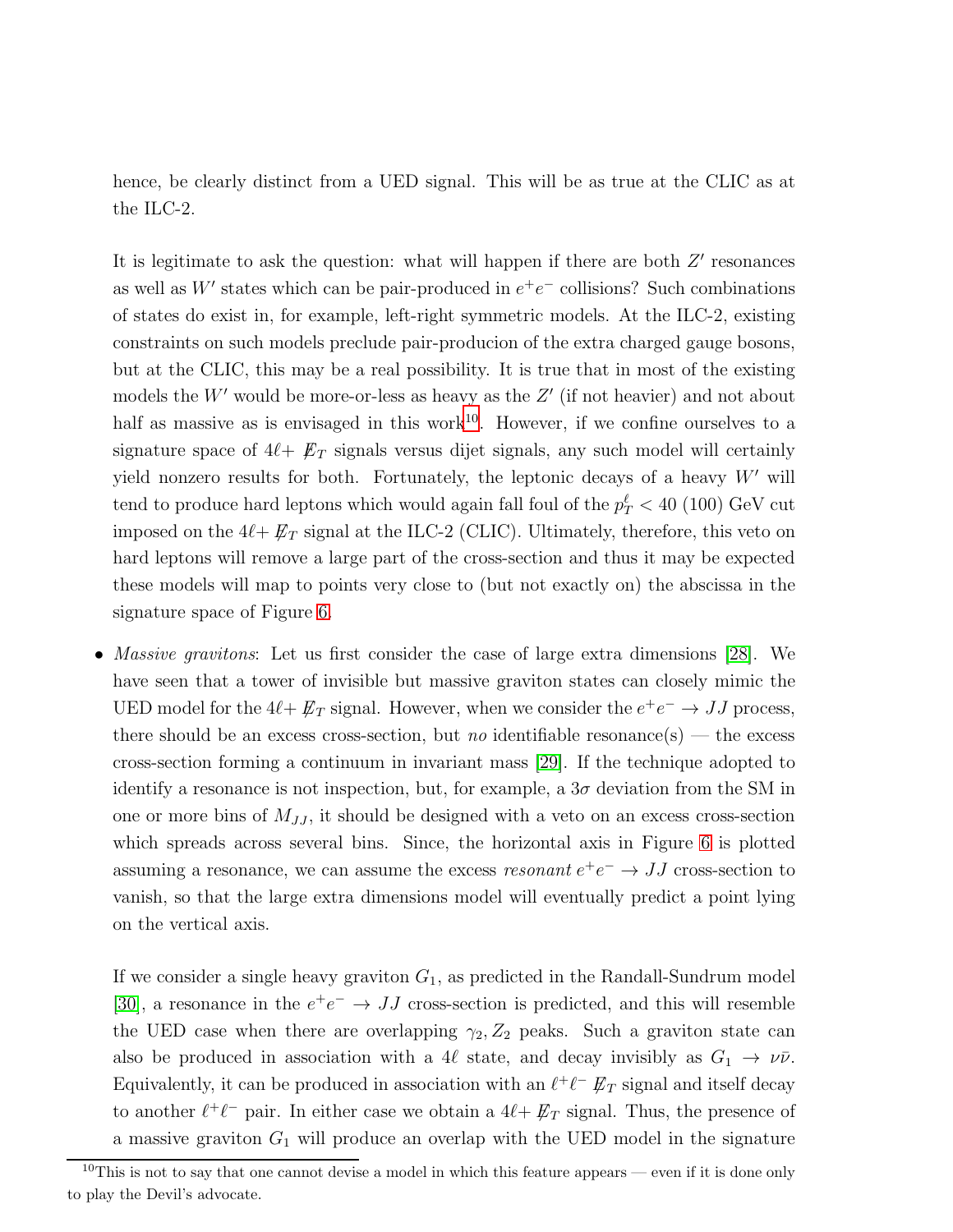hence, be clearly distinct from a UED signal. This will be as true at the CLIC as at the ILC-2.

It is legitimate to ask the question: what will happen if there are both $Z'$ resonances as well as $W'$ states which can be pair-produced in $e^+e^-$ collisions? Such combinations of states do exist in, for example, left-right symmetric models. At the ILC-2, existing constraints on such models preclude pair-producion of the extra charged gauge bosons, but at the CLIC, this may be a real possibility. It is true that in most of the existing models the $W'$ would be more-or-less as heavy as the $Z'$ (if not heavier) and not about half as massive as is envisaged in this work[10]. However, if we confine ourselves to a signature space of $4\ell + \not\!\!E_T$ signals versus dijet signals, any such model will certainly yield nonzero results for both. Fortunately, the leptonic decays of a heavy $W'$ will tend to produce hard leptons which would again fall foul of the $p_T^\ell < 40$ (100) GeV cut imposed on the $4\ell + \not\!\!E_T$ signal at the ILC-2 (CLIC). Ultimately, therefore, this veto on hard leptons will remove a large part of the cross-section and thus it may be expected these models will map to points very close to (but not exactly on) the abscissa in the signature space of Figure 6.

- *Massive gravitons*: Let us first consider the case of large extra dimensions [28]. We have seen that a tower of invisible but massive graviton states can closely mimic the UED model for the $4\ell + \not\!\!E_T$ signal. However, when we consider the $e^+e^- \to JJ$ process, there should be an excess cross-section, but *no* identifiable resonance(s) — the excess cross-section forming a continuum in invariant mass [29]. If the technique adopted to identify a resonance is not inspection, but, for example, a $3\sigma$ deviation from the SM in one or more bins of $M_{JJ}$, it should be designed with a veto on an excess cross-section which spreads across several bins. Since, the horizontal axis in Figure 6 is plotted assuming a resonance, we can assume the excess *resonant* $e^+e^- \to JJ$ cross-section to vanish, so that the large extra dimensions model will eventually predict a point lying on the vertical axis.

  If we consider a single heavy graviton $G_1$, as predicted in the Randall-Sundrum model [30], a resonance in the $e^+e^- \to JJ$ cross-section is predicted, and this will resemble the UED case when there are overlapping $\gamma_2, Z_2$ peaks. Such a graviton state can also be produced in association with a $4\ell$ state, and decay invisibly as $G_1 \to \nu\bar{\nu}$. Equivalently, it can be produced in association with an $\ell^+\ell^- \not\!\!E_T$ signal and itself decay to another $\ell^+\ell^-$ pair. In either case we obtain a $4\ell + \not\!\!E_T$ signal. Thus, the presence of a massive graviton $G_1$ will produce an overlap with the UED model in the signature

[10] This is not to say that one cannot devise a model in which this feature appears — even if it is done only to play the Devil's advocate.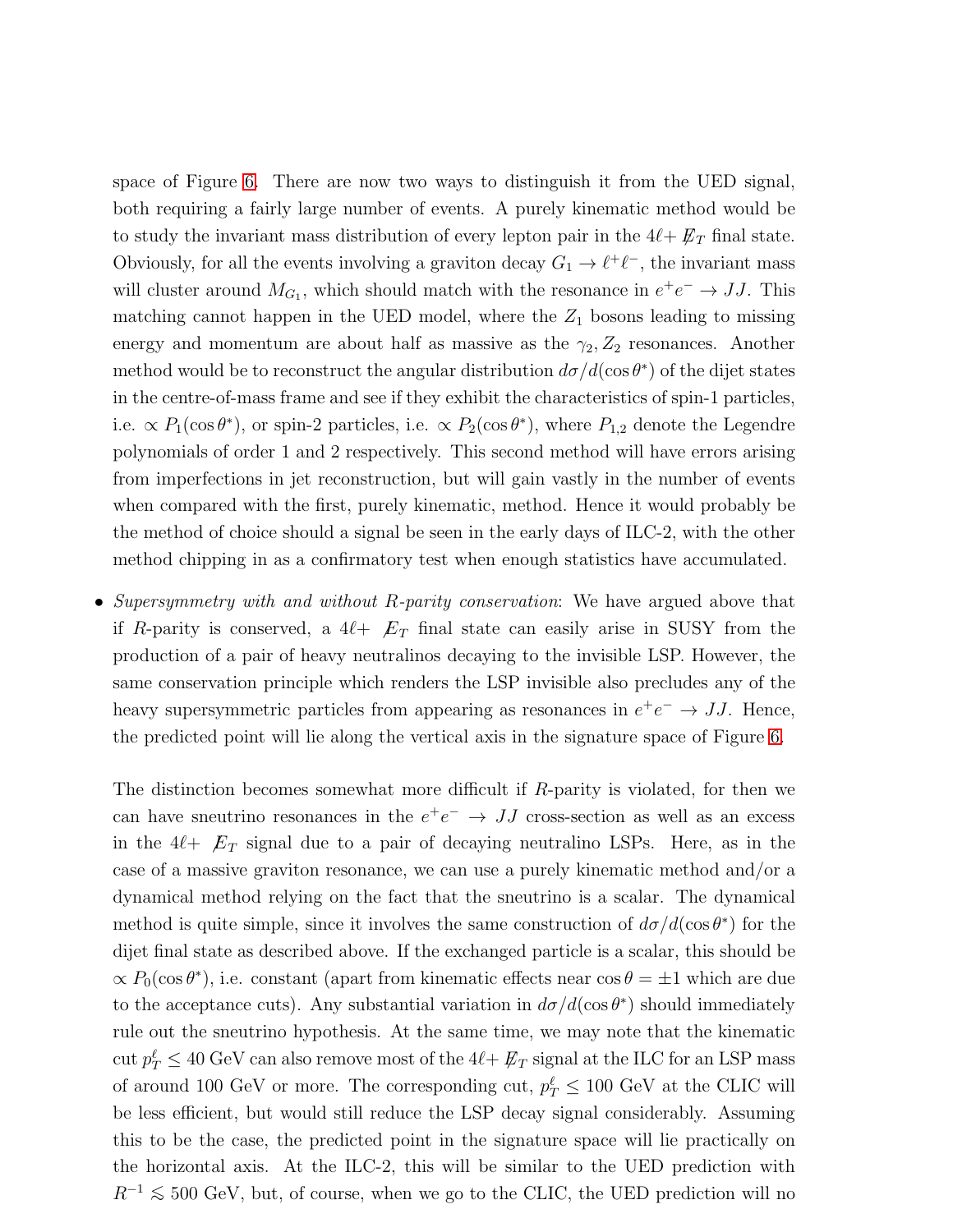space of Figure 6. There are now two ways to distinguish it from the UED signal, both requiring a fairly large number of events. A purely kinematic method would be to study the invariant mass distribution of every lepton pair in the $4\ell + \not{E}_T$ final state. Obviously, for all the events involving a graviton decay $G_1 \to \ell^+\ell^-$, the invariant mass will cluster around $M_{G_1}$, which should match with the resonance in $e^+e^- \to JJ$. This matching cannot happen in the UED model, where the $Z_1$ bosons leading to missing energy and momentum are about half as massive as the $\gamma_2, Z_2$ resonances. Another method would be to reconstruct the angular distribution $d\sigma/d(\cos\theta^*)$ of the dijet states in the centre-of-mass frame and see if they exhibit the characteristics of spin-1 particles, i.e. $\propto P_1(\cos\theta^*)$, or spin-2 particles, i.e. $\propto P_2(\cos\theta^*)$, where $P_{1,2}$ denote the Legendre polynomials of order 1 and 2 respectively. This second method will have errors arising from imperfections in jet reconstruction, but will gain vastly in the number of events when compared with the first, purely kinematic, method. Hence it would probably be the method of choice should a signal be seen in the early days of ILC-2, with the other method chipping in as a confirmatory test when enough statistics have accumulated.

- *Supersymmetry with and without R-parity conservation*: We have argued above that if $R$-parity is conserved, a $4\ell + \not{E}_T$ final state can easily arise in SUSY from the production of a pair of heavy neutralinos decaying to the invisible LSP. However, the same conservation principle which renders the LSP invisible also precludes any of the heavy supersymmetric particles from appearing as resonances in $e^+e^- \to JJ$. Hence, the predicted point will lie along the vertical axis in the signature space of Figure 6.

  The distinction becomes somewhat more difficult if $R$-parity is violated, for then we can have sneutrino resonances in the $e^+e^- \to JJ$ cross-section as well as an excess in the $4\ell + \not{E}_T$ signal due to a pair of decaying neutralino LSPs. Here, as in the case of a massive graviton resonance, we can use a purely kinematic method and/or a dynamical method relying on the fact that the sneutrino is a scalar. The dynamical method is quite simple, since it involves the same construction of $d\sigma/d(\cos\theta^*)$ for the dijet final state as described above. If the exchanged particle is a scalar, this should be $\propto P_0(\cos\theta^*)$, i.e. constant (apart from kinematic effects near $\cos\theta = \pm 1$ which are due to the acceptance cuts). Any substantial variation in $d\sigma/d(\cos\theta^*)$ should immediately rule out the sneutrino hypothesis. At the same time, we may note that the kinematic cut $p_T^\ell \leq 40$ GeV can also remove most of the $4\ell + \not{E}_T$ signal at the ILC for an LSP mass of around 100 GeV or more. The corresponding cut, $p_T^\ell \leq 100$ GeV at the CLIC will be less efficient, but would still reduce the LSP decay signal considerably. Assuming this to be the case, the predicted point in the signature space will lie practically on the horizontal axis. At the ILC-2, this will be similar to the UED prediction with $R^{-1} \lesssim 500$ GeV, but, of course, when we go to the CLIC, the UED prediction will no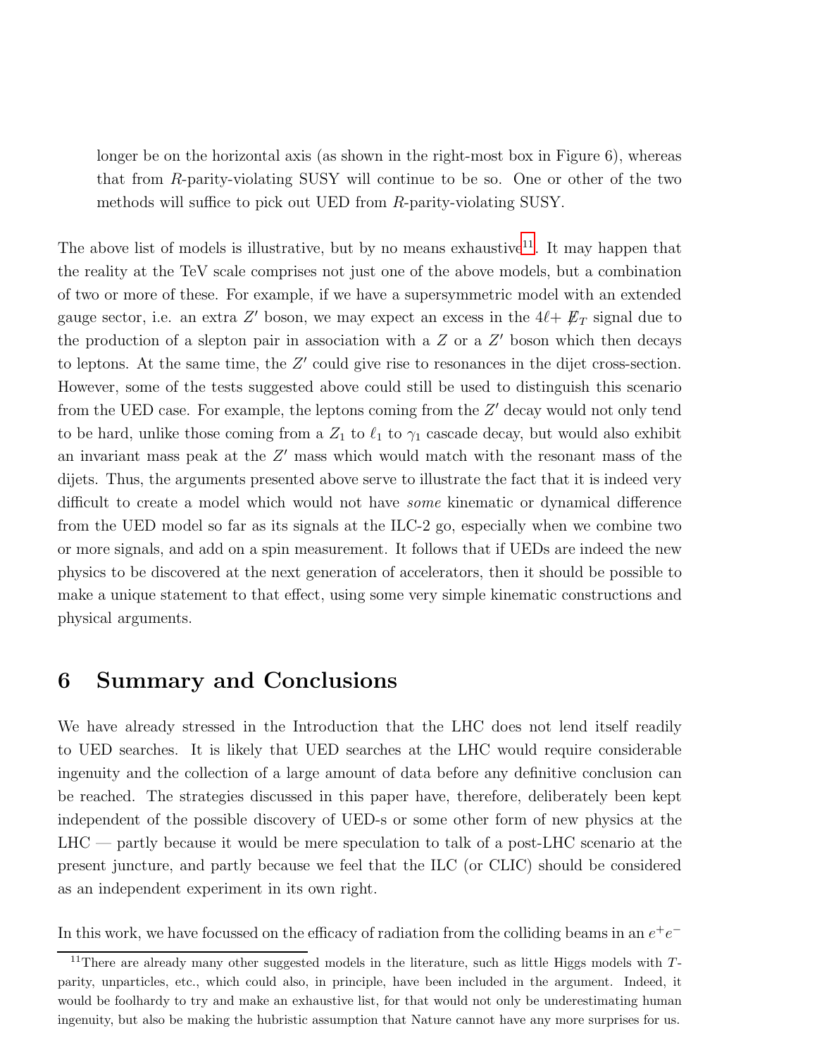longer be on the horizontal axis (as shown in the right-most box in Figure 6), whereas that from $R$-parity-violating SUSY will continue to be so. One or other of the two methods will suffice to pick out UED from $R$-parity-violating SUSY.

The above list of models is illustrative, but by no means exhaustive[11]. It may happen that the reality at the TeV scale comprises not just one of the above models, but a combination of two or more of these. For example, if we have a supersymmetric model with an extended gauge sector, i.e. an extra $Z'$ boson, we may expect an excess in the $4\ell + \not{E}_T$ signal due to the production of a slepton pair in association with a $Z$ or a $Z'$ boson which then decays to leptons. At the same time, the $Z'$ could give rise to resonances in the dijet cross-section. However, some of the tests suggested above could still be used to distinguish this scenario from the UED case. For example, the leptons coming from the $Z'$ decay would not only tend to be hard, unlike those coming from a $Z_1$ to $\ell_1$ to $\gamma_1$ cascade decay, but would also exhibit an invariant mass peak at the $Z'$ mass which would match with the resonant mass of the dijets. Thus, the arguments presented above serve to illustrate the fact that it is indeed very difficult to create a model which would not have *some* kinematic or dynamical difference from the UED model so far as its signals at the ILC-2 go, especially when we combine two or more signals, and add on a spin measurement. It follows that if UEDs are indeed the new physics to be discovered at the next generation of accelerators, then it should be possible to make a unique statement to that effect, using some very simple kinematic constructions and physical arguments.

## 6 Summary and Conclusions

We have already stressed in the Introduction that the LHC does not lend itself readily to UED searches. It is likely that UED searches at the LHC would require considerable ingenuity and the collection of a large amount of data before any definitive conclusion can be reached. The strategies discussed in this paper have, therefore, deliberately been kept independent of the possible discovery of UED-s or some other form of new physics at the LHC — partly because it would be mere speculation to talk of a post-LHC scenario at the present juncture, and partly because we feel that the ILC (or CLIC) should be considered as an independent experiment in its own right.

In this work, we have focussed on the efficacy of radiation from the colliding beams in an $e^+e^-$

[11] There are already many other suggested models in the literature, such as little Higgs models with $T$-parity, unparticles, etc., which could also, in principle, have been included in the argument. Indeed, it would be foolhardy to try and make an exhaustive list, for that would not only be underestimating human ingenuity, but also be making the hubristic assumption that Nature cannot have any more surprises for us.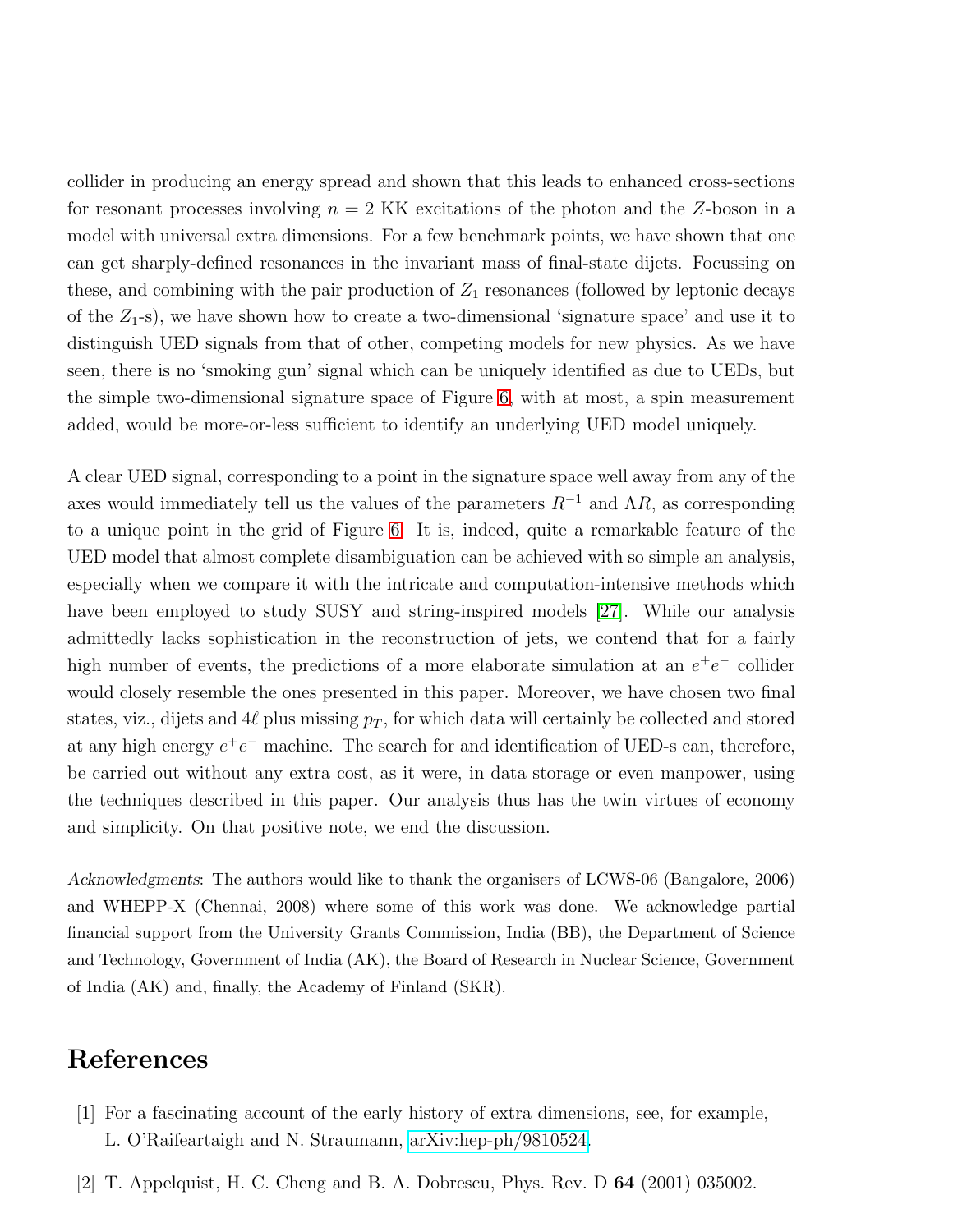collider in producing an energy spread and shown that this leads to enhanced cross-sections for resonant processes involving $n = 2$ KK excitations of the photon and the $Z$-boson in a model with universal extra dimensions. For a few benchmark points, we have shown that one can get sharply-defined resonances in the invariant mass of final-state dijets. Focussing on these, and combining with the pair production of $Z_1$ resonances (followed by leptonic decays of the $Z_1$-s), we have shown how to create a two-dimensional 'signature space' and use it to distinguish UED signals from that of other, competing models for new physics. As we have seen, there is no 'smoking gun' signal which can be uniquely identified as due to UEDs, but the simple two-dimensional signature space of Figure 6, with at most, a spin measurement added, would be more-or-less sufficient to identify an underlying UED model uniquely.

A clear UED signal, corresponding to a point in the signature space well away from any of the axes would immediately tell us the values of the parameters $R^{-1}$ and $\Lambda R$, as corresponding to a unique point in the grid of Figure 6. It is, indeed, quite a remarkable feature of the UED model that almost complete disambiguation can be achieved with so simple an analysis, especially when we compare it with the intricate and computation-intensive methods which have been employed to study SUSY and string-inspired models [27]. While our analysis admittedly lacks sophistication in the reconstruction of jets, we contend that for a fairly high number of events, the predictions of a more elaborate simulation at an $e^+e^-$ collider would closely resemble the ones presented in this paper. Moreover, we have chosen two final states, viz., dijets and $4\ell$ plus missing $p_T$, for which data will certainly be collected and stored at any high energy $e^+e^-$ machine. The search for and identification of UED-s can, therefore, be carried out without any extra cost, as it were, in data storage or even manpower, using the techniques described in this paper. Our analysis thus has the twin virtues of economy and simplicity. On that positive note, we end the discussion.

*Acknowledgments*: The authors would like to thank the organisers of LCWS-06 (Bangalore, 2006) and WHEPP-X (Chennai, 2008) where some of this work was done. We acknowledge partial financial support from the University Grants Commission, India (BB), the Department of Science and Technology, Government of India (AK), the Board of Research in Nuclear Science, Government of India (AK) and, finally, the Academy of Finland (SKR).

# References

[1] For a fascinating account of the early history of extra dimensions, see, for example, L. O'Raifeartaigh and N. Straumann, arXiv:hep-ph/9810524.

[2] T. Appelquist, H. C. Cheng and B. A. Dobrescu, Phys. Rev. D **64** (2001) 035002.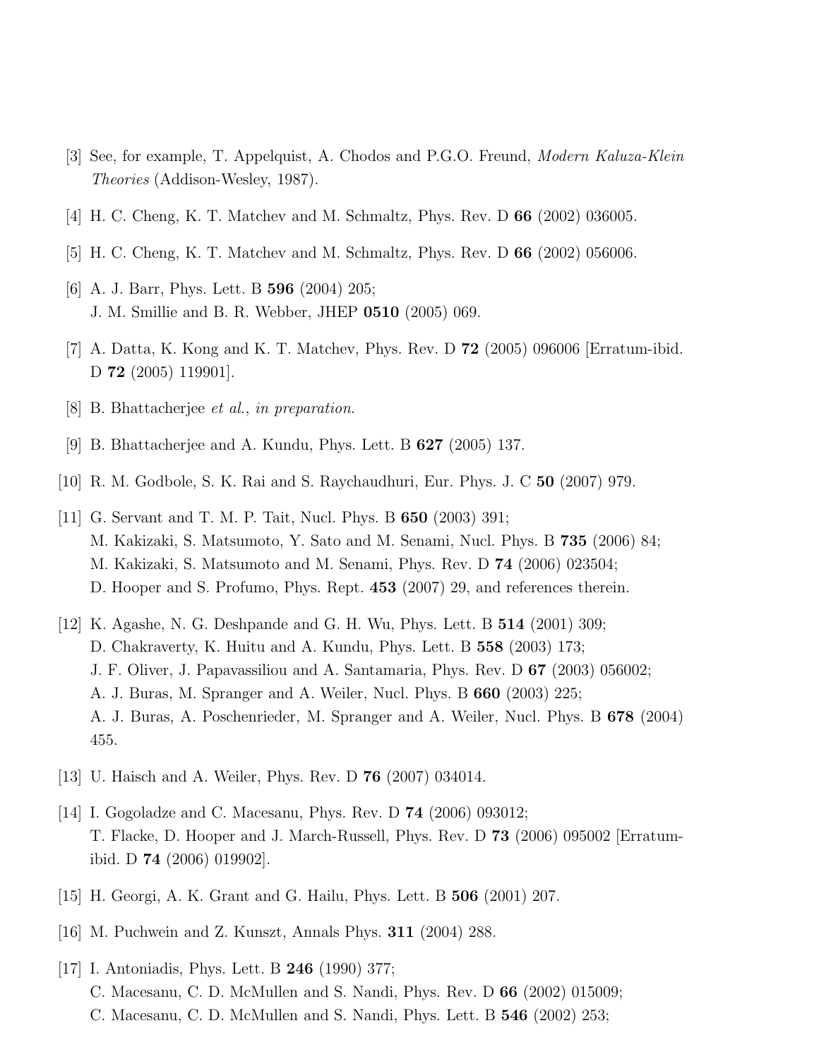[3] See, for example, T. Appelquist, A. Chodos and P.G.O. Freund, *Modern Kaluza-Klein Theories* (Addison-Wesley, 1987).

[4] H. C. Cheng, K. T. Matchev and M. Schmaltz, Phys. Rev. D **66** (2002) 036005.

[5] H. C. Cheng, K. T. Matchev and M. Schmaltz, Phys. Rev. D **66** (2002) 056006.

[6] A. J. Barr, Phys. Lett. B **596** (2004) 205;
J. M. Smillie and B. R. Webber, JHEP **0510** (2005) 069.

[7] A. Datta, K. Kong and K. T. Matchev, Phys. Rev. D **72** (2005) 096006 [Erratum-ibid. D **72** (2005) 119901].

[8] B. Bhattacherjee *et al.*, *in preparation.*

[9] B. Bhattacherjee and A. Kundu, Phys. Lett. B **627** (2005) 137.

[10] R. M. Godbole, S. K. Rai and S. Raychaudhuri, Eur. Phys. J. C **50** (2007) 979.

[11] G. Servant and T. M. P. Tait, Nucl. Phys. B **650** (2003) 391;
M. Kakizaki, S. Matsumoto, Y. Sato and M. Senami, Nucl. Phys. B **735** (2006) 84;
M. Kakizaki, S. Matsumoto and M. Senami, Phys. Rev. D **74** (2006) 023504;
D. Hooper and S. Profumo, Phys. Rept. **453** (2007) 29, and references therein.

[12] K. Agashe, N. G. Deshpande and G. H. Wu, Phys. Lett. B **514** (2001) 309;
D. Chakraverty, K. Huitu and A. Kundu, Phys. Lett. B **558** (2003) 173;
J. F. Oliver, J. Papavassiliou and A. Santamaria, Phys. Rev. D **67** (2003) 056002;
A. J. Buras, M. Spranger and A. Weiler, Nucl. Phys. B **660** (2003) 225;
A. J. Buras, A. Poschenrieder, M. Spranger and A. Weiler, Nucl. Phys. B **678** (2004) 455.

[13] U. Haisch and A. Weiler, Phys. Rev. D **76** (2007) 034014.

[14] I. Gogoladze and C. Macesanu, Phys. Rev. D **74** (2006) 093012;
T. Flacke, D. Hooper and J. March-Russell, Phys. Rev. D **73** (2006) 095002 [Erratum-ibid. D **74** (2006) 019902].

[15] H. Georgi, A. K. Grant and G. Hailu, Phys. Lett. B **506** (2001) 207.

[16] M. Puchwein and Z. Kunszt, Annals Phys. **311** (2004) 288.

[17] I. Antoniadis, Phys. Lett. B **246** (1990) 377;
C. Macesanu, C. D. McMullen and S. Nandi, Phys. Rev. D **66** (2002) 015009;
C. Macesanu, C. D. McMullen and S. Nandi, Phys. Lett. B **546** (2002) 253;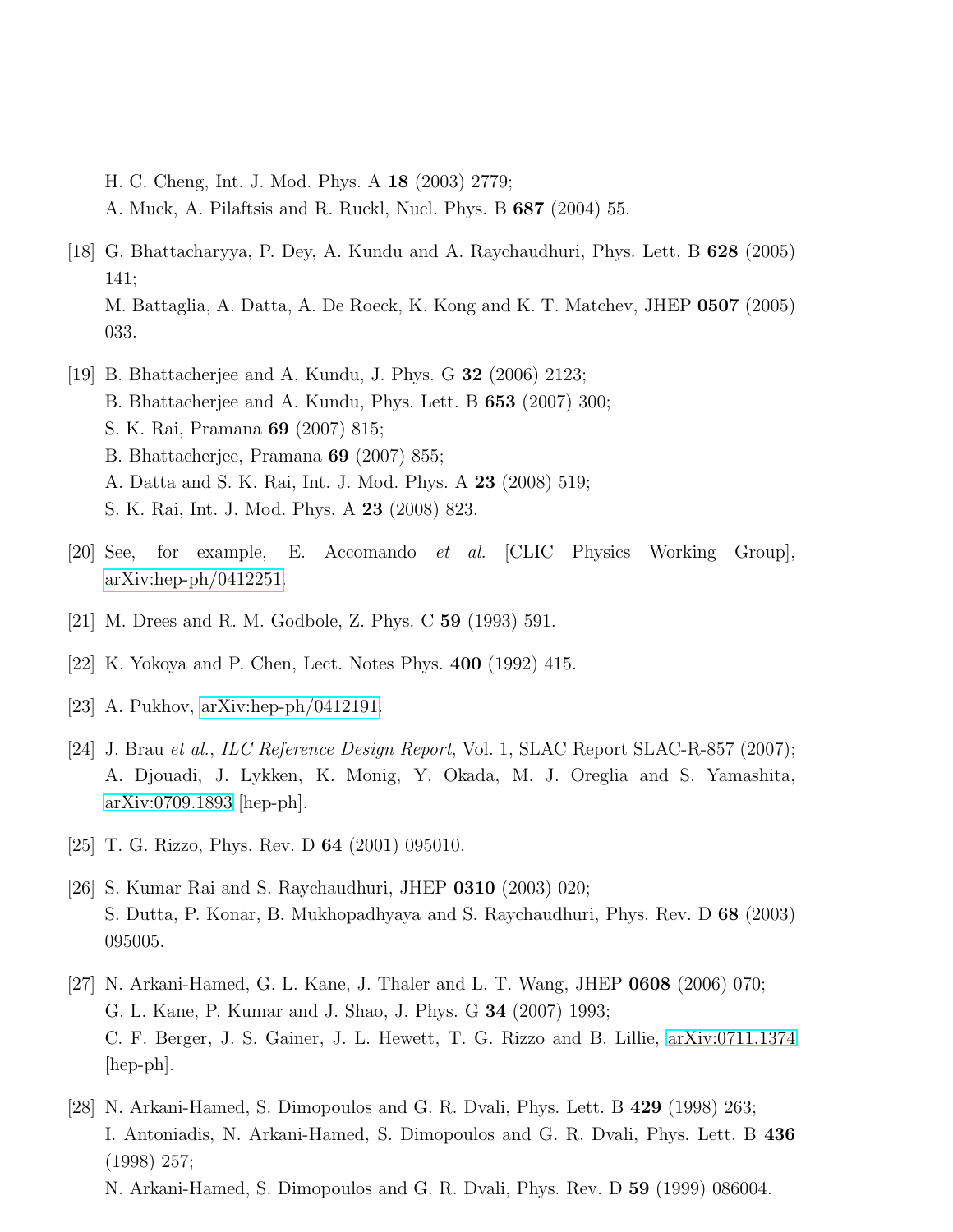H. C. Cheng, Int. J. Mod. Phys. A **18** (2003) 2779;
A. Muck, A. Pilaftsis and R. Ruckl, Nucl. Phys. B **687** (2004) 55.

[18] G. Bhattacharyya, P. Dey, A. Kundu and A. Raychaudhuri, Phys. Lett. B **628** (2005) 141;
M. Battaglia, A. Datta, A. De Roeck, K. Kong and K. T. Matchev, JHEP **0507** (2005) 033.

[19] B. Bhattacherjee and A. Kundu, J. Phys. G **32** (2006) 2123;
B. Bhattacherjee and A. Kundu, Phys. Lett. B **653** (2007) 300;
S. K. Rai, Pramana **69** (2007) 815;
B. Bhattacherjee, Pramana **69** (2007) 855;
A. Datta and S. K. Rai, Int. J. Mod. Phys. A **23** (2008) 519;
S. K. Rai, Int. J. Mod. Phys. A **23** (2008) 823.

[20] See, for example, E. Accomando *et al.* [CLIC Physics Working Group], arXiv:hep-ph/0412251.

[21] M. Drees and R. M. Godbole, Z. Phys. C **59** (1993) 591.

[22] K. Yokoya and P. Chen, Lect. Notes Phys. **400** (1992) 415.

[23] A. Pukhov, arXiv:hep-ph/0412191.

[24] J. Brau *et al.*, *ILC Reference Design Report*, Vol. 1, SLAC Report SLAC-R-857 (2007);
A. Djouadi, J. Lykken, K. Monig, Y. Okada, M. J. Oreglia and S. Yamashita, arXiv:0709.1893 [hep-ph].

[25] T. G. Rizzo, Phys. Rev. D **64** (2001) 095010.

[26] S. Kumar Rai and S. Raychaudhuri, JHEP **0310** (2003) 020;
S. Dutta, P. Konar, B. Mukhopadhyaya and S. Raychaudhuri, Phys. Rev. D **68** (2003) 095005.

[27] N. Arkani-Hamed, G. L. Kane, J. Thaler and L. T. Wang, JHEP **0608** (2006) 070;
G. L. Kane, P. Kumar and J. Shao, J. Phys. G **34** (2007) 1993;
C. F. Berger, J. S. Gainer, J. L. Hewett, T. G. Rizzo and B. Lillie, arXiv:0711.1374 [hep-ph].

[28] N. Arkani-Hamed, S. Dimopoulos and G. R. Dvali, Phys. Lett. B **429** (1998) 263;
I. Antoniadis, N. Arkani-Hamed, S. Dimopoulos and G. R. Dvali, Phys. Lett. B **436** (1998) 257;
N. Arkani-Hamed, S. Dimopoulos and G. R. Dvali, Phys. Rev. D **59** (1999) 086004.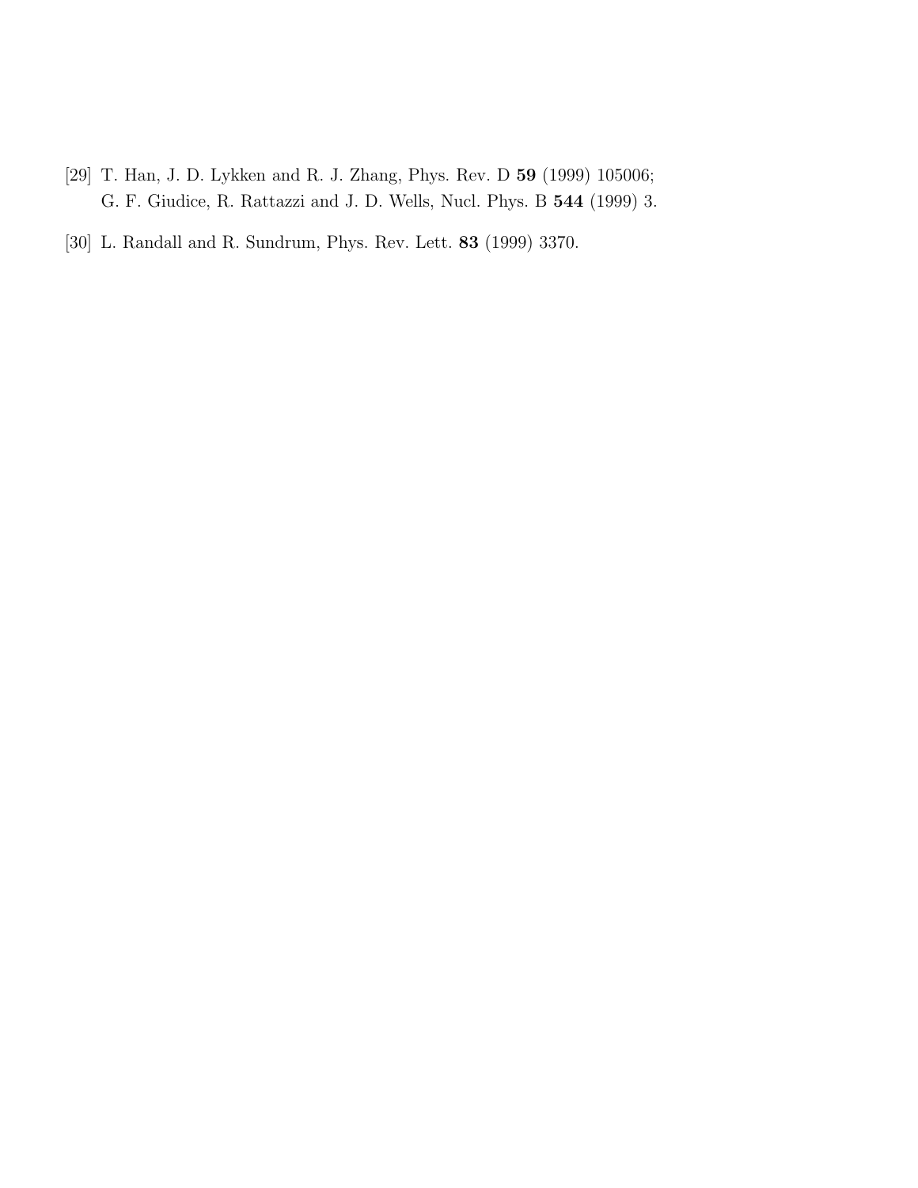[29] T. Han, J. D. Lykken and R. J. Zhang, Phys. Rev. D **59** (1999) 105006;
G. F. Giudice, R. Rattazzi and J. D. Wells, Nucl. Phys. B **544** (1999) 3.

[30] L. Randall and R. Sundrum, Phys. Rev. Lett. **83** (1999) 3370.